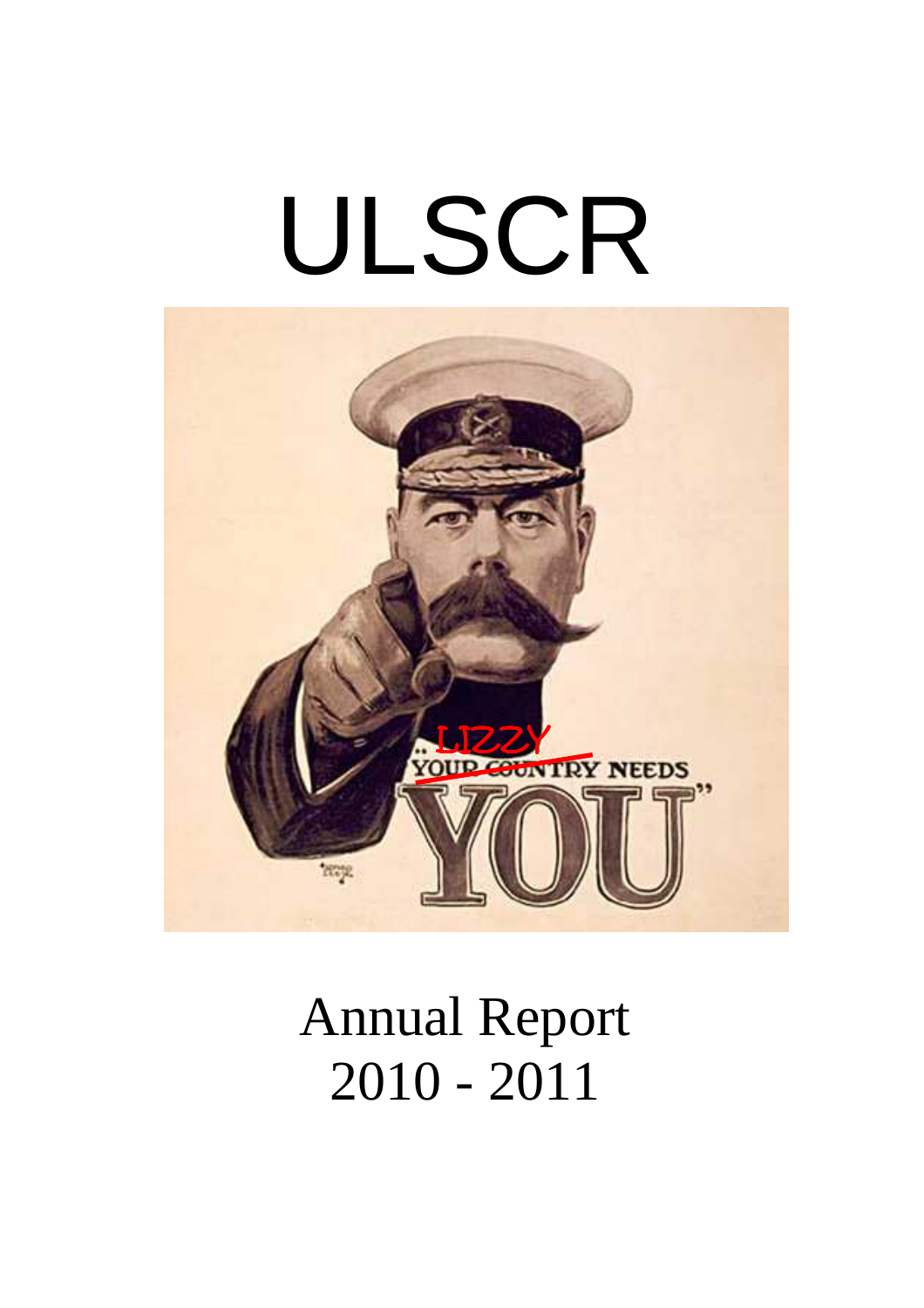# ULSCR

Annual Report
2010 - 2011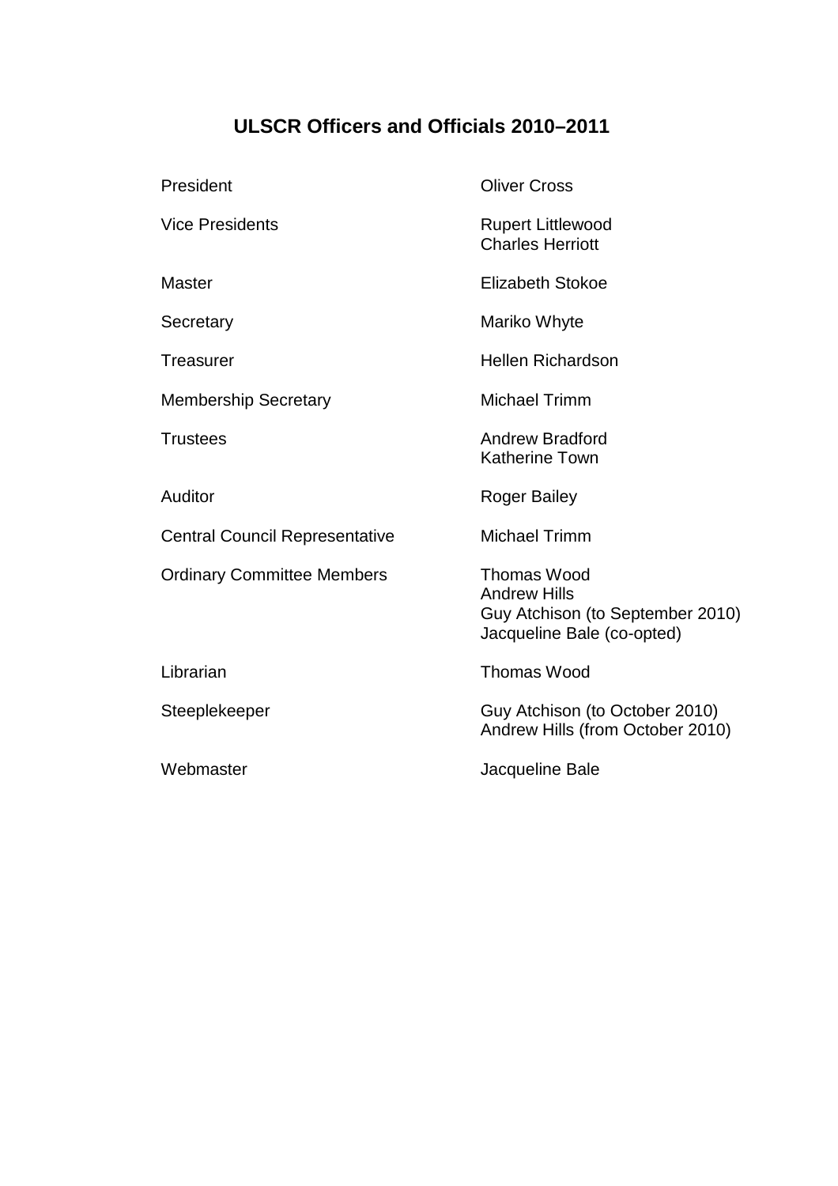## ULSCR Officers and Officials 2010–2011

| | |
|---|---|
| President | Oliver Cross |
| Vice Presidents | Rupert Littlewood<br>Charles Herriott |
| Master | Elizabeth Stokoe |
| Secretary | Mariko Whyte |
| Treasurer | Hellen Richardson |
| Membership Secretary | Michael Trimm |
| Trustees | Andrew Bradford<br>Katherine Town |
| Auditor | Roger Bailey |
| Central Council Representative | Michael Trimm |
| Ordinary Committee Members | Thomas Wood<br>Andrew Hills<br>Guy Atchison (to September 2010)<br>Jacqueline Bale (co-opted) |
| Librarian | Thomas Wood |
| Steeplekeeper | Guy Atchison (to October 2010)<br>Andrew Hills (from October 2010) |
| Webmaster | Jacqueline Bale |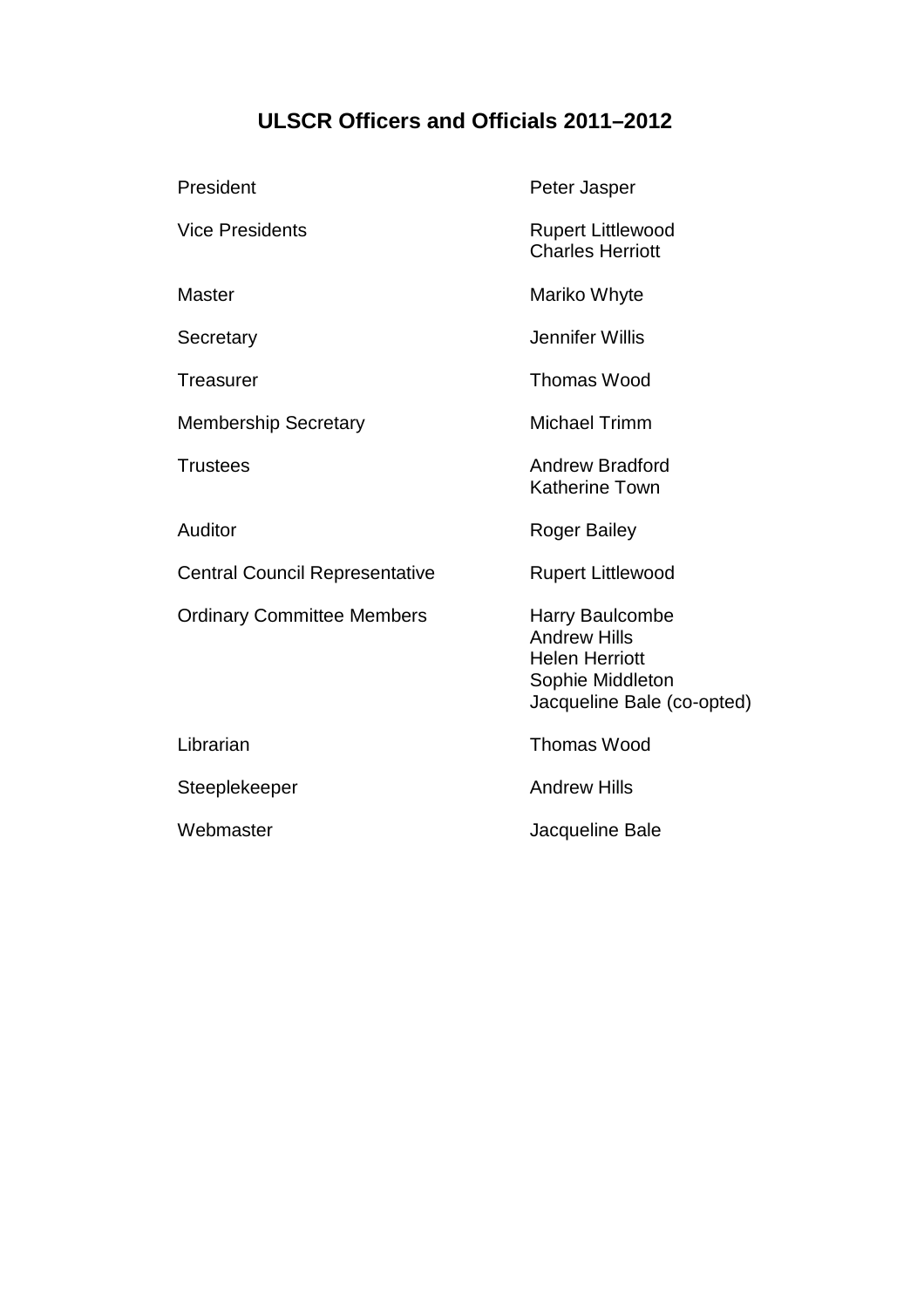# ULSCR Officers and Officials 2011–2012

| Role | Name |
| --- | --- |
| President | Peter Jasper |
| Vice Presidents | Rupert Littlewood<br>Charles Herriott |
| Master | Mariko Whyte |
| Secretary | Jennifer Willis |
| Treasurer | Thomas Wood |
| Membership Secretary | Michael Trimm |
| Trustees | Andrew Bradford<br>Katherine Town |
| Auditor | Roger Bailey |
| Central Council Representative | Rupert Littlewood |
| Ordinary Committee Members | Harry Baulcombe<br>Andrew Hills<br>Helen Herriott<br>Sophie Middleton<br>Jacqueline Bale (co-opted) |
| Librarian | Thomas Wood |
| Steeplekeeper | Andrew Hills |
| Webmaster | Jacqueline Bale |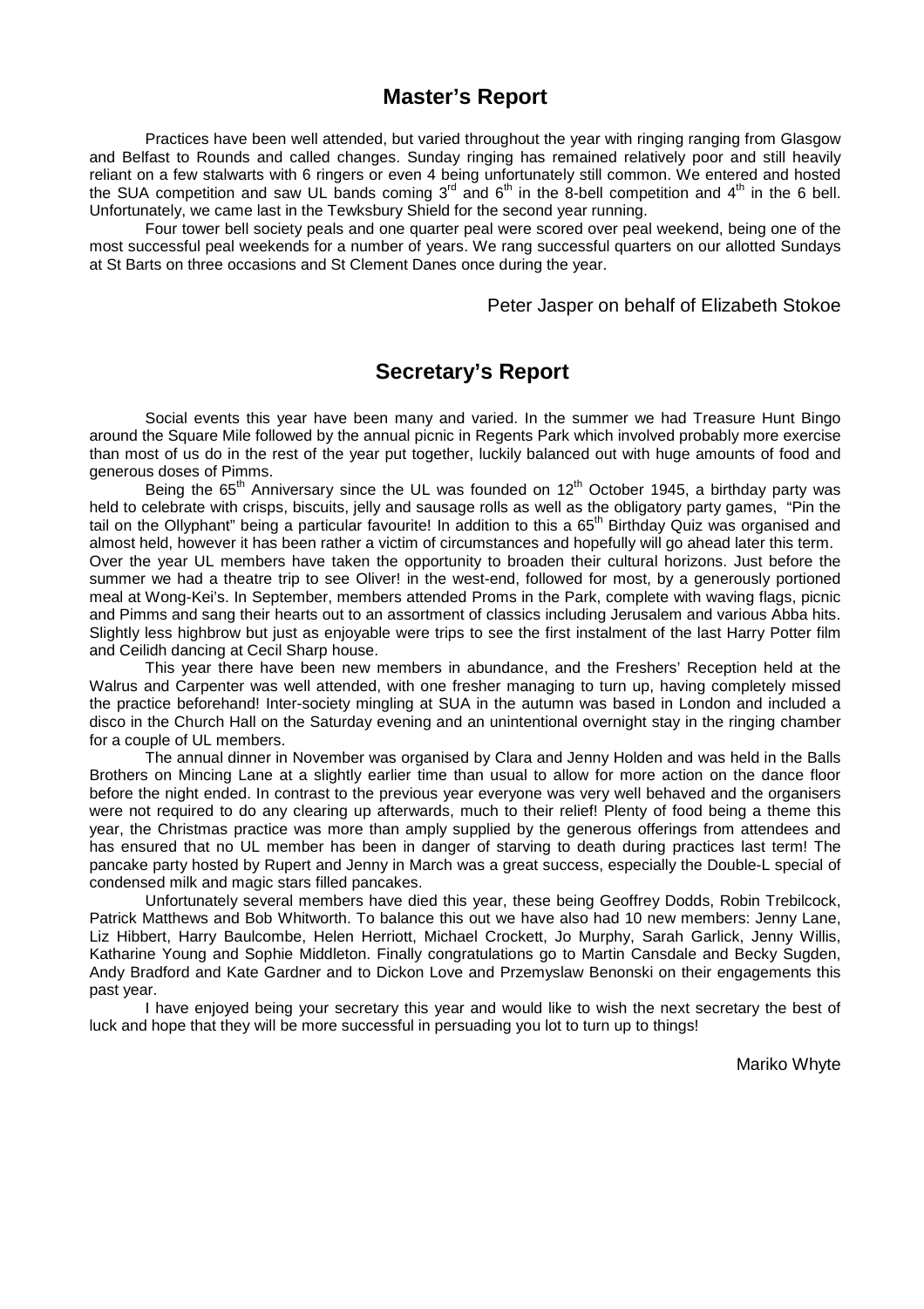## Master's Report

Practices have been well attended, but varied throughout the year with ringing ranging from Glasgow and Belfast to Rounds and called changes. Sunday ringing has remained relatively poor and still heavily reliant on a few stalwarts with 6 ringers or even 4 being unfortunately still common. We entered and hosted the SUA competition and saw UL bands coming 3rd and 6th in the 8-bell competition and 4th in the 6 bell. Unfortunately, we came last in the Tewksbury Shield for the second year running.

Four tower bell society peals and one quarter peal were scored over peal weekend, being one of the most successful peal weekends for a number of years. We rang successful quarters on our allotted Sundays at St Barts on three occasions and St Clement Danes once during the year.

Peter Jasper on behalf of Elizabeth Stokoe

## Secretary's Report

Social events this year have been many and varied. In the summer we had Treasure Hunt Bingo around the Square Mile followed by the annual picnic in Regents Park which involved probably more exercise than most of us do in the rest of the year put together, luckily balanced out with huge amounts of food and generous doses of Pimms.

Being the 65th Anniversary since the UL was founded on 12th October 1945, a birthday party was held to celebrate with crisps, biscuits, jelly and sausage rolls as well as the obligatory party games, "Pin the tail on the Ollyphant" being a particular favourite! In addition to this a 65th Birthday Quiz was organised and almost held, however it has been rather a victim of circumstances and hopefully will go ahead later this term.
Over the year UL members have taken the opportunity to broaden their cultural horizons. Just before the summer we had a theatre trip to see Oliver! in the west-end, followed for most, by a generously portioned meal at Wong-Kei's. In September, members attended Proms in the Park, complete with waving flags, picnic and Pimms and sang their hearts out to an assortment of classics including Jerusalem and various Abba hits. Slightly less highbrow but just as enjoyable were trips to see the first instalment of the last Harry Potter film and Ceilidh dancing at Cecil Sharp house.

This year there have been new members in abundance, and the Freshers' Reception held at the Walrus and Carpenter was well attended, with one fresher managing to turn up, having completely missed the practice beforehand! Inter-society mingling at SUA in the autumn was based in London and included a disco in the Church Hall on the Saturday evening and an unintentional overnight stay in the ringing chamber for a couple of UL members.

The annual dinner in November was organised by Clara and Jenny Holden and was held in the Balls Brothers on Mincing Lane at a slightly earlier time than usual to allow for more action on the dance floor before the night ended. In contrast to the previous year everyone was very well behaved and the organisers were not required to do any clearing up afterwards, much to their relief! Plenty of food being a theme this year, the Christmas practice was more than amply supplied by the generous offerings from attendees and has ensured that no UL member has been in danger of starving to death during practices last term! The pancake party hosted by Rupert and Jenny in March was a great success, especially the Double-L special of condensed milk and magic stars filled pancakes.

Unfortunately several members have died this year, these being Geoffrey Dodds, Robin Trebilcock, Patrick Matthews and Bob Whitworth. To balance this out we have also had 10 new members: Jenny Lane, Liz Hibbert, Harry Baulcombe, Helen Herriott, Michael Crockett, Jo Murphy, Sarah Garlick, Jenny Willis, Katharine Young and Sophie Middleton. Finally congratulations go to Martin Cansdale and Becky Sugden, Andy Bradford and Kate Gardner and to Dickon Love and Przemyslaw Benonski on their engagements this past year.

I have enjoyed being your secretary this year and would like to wish the next secretary the best of luck and hope that they will be more successful in persuading you lot to turn up to things!

Mariko Whyte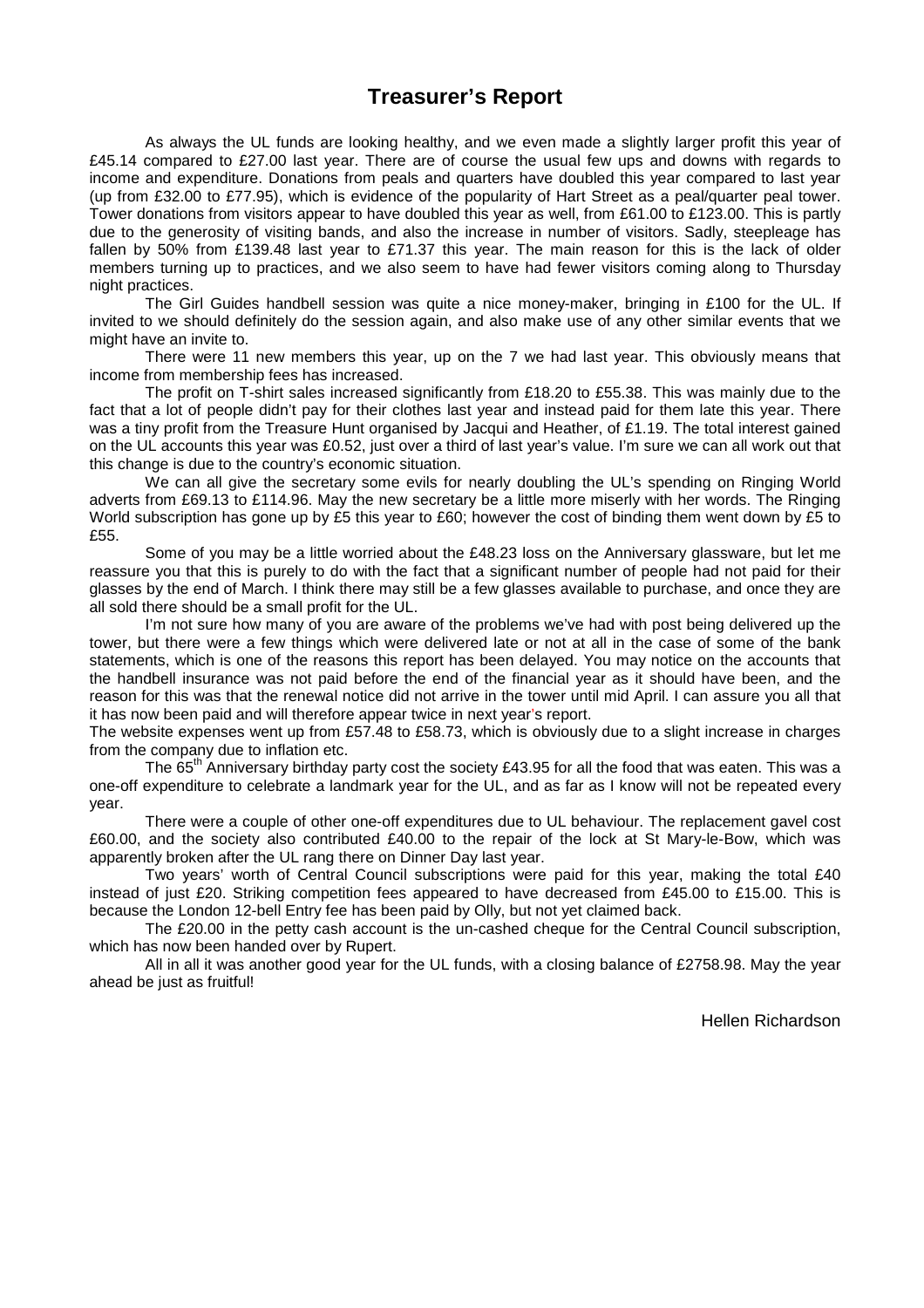# Treasurer's Report

As always the UL funds are looking healthy, and we even made a slightly larger profit this year of £45.14 compared to £27.00 last year. There are of course the usual few ups and downs with regards to income and expenditure. Donations from peals and quarters have doubled this year compared to last year (up from £32.00 to £77.95), which is evidence of the popularity of Hart Street as a peal/quarter peal tower. Tower donations from visitors appear to have doubled this year as well, from £61.00 to £123.00. This is partly due to the generosity of visiting bands, and also the increase in number of visitors. Sadly, steepleage has fallen by 50% from £139.48 last year to £71.37 this year. The main reason for this is the lack of older members turning up to practices, and we also seem to have had fewer visitors coming along to Thursday night practices.

The Girl Guides handbell session was quite a nice money-maker, bringing in £100 for the UL. If invited to we should definitely do the session again, and also make use of any other similar events that we might have an invite to.

There were 11 new members this year, up on the 7 we had last year. This obviously means that income from membership fees has increased.

The profit on T-shirt sales increased significantly from £18.20 to £55.38. This was mainly due to the fact that a lot of people didn't pay for their clothes last year and instead paid for them late this year. There was a tiny profit from the Treasure Hunt organised by Jacqui and Heather, of £1.19. The total interest gained on the UL accounts this year was £0.52, just over a third of last year's value. I'm sure we can all work out that this change is due to the country's economic situation.

We can all give the secretary some evils for nearly doubling the UL's spending on Ringing World adverts from £69.13 to £114.96. May the new secretary be a little more miserly with her words. The Ringing World subscription has gone up by £5 this year to £60; however the cost of binding them went down by £5 to £55.

Some of you may be a little worried about the £48.23 loss on the Anniversary glassware, but let me reassure you that this is purely to do with the fact that a significant number of people had not paid for their glasses by the end of March. I think there may still be a few glasses available to purchase, and once they are all sold there should be a small profit for the UL.

I'm not sure how many of you are aware of the problems we've had with post being delivered up the tower, but there were a few things which were delivered late or not at all in the case of some of the bank statements, which is one of the reasons this report has been delayed. You may notice on the accounts that the handbell insurance was not paid before the end of the financial year as it should have been, and the reason for this was that the renewal notice did not arrive in the tower until mid April. I can assure you all that it has now been paid and will therefore appear twice in next year's report.

The website expenses went up from £57.48 to £58.73, which is obviously due to a slight increase in charges from the company due to inflation etc.

The 65th Anniversary birthday party cost the society £43.95 for all the food that was eaten. This was a one-off expenditure to celebrate a landmark year for the UL, and as far as I know will not be repeated every year.

There were a couple of other one-off expenditures due to UL behaviour. The replacement gavel cost £60.00, and the society also contributed £40.00 to the repair of the lock at St Mary-le-Bow, which was apparently broken after the UL rang there on Dinner Day last year.

Two years' worth of Central Council subscriptions were paid for this year, making the total £40 instead of just £20. Striking competition fees appeared to have decreased from £45.00 to £15.00. This is because the London 12-bell Entry fee has been paid by Olly, but not yet claimed back.

The £20.00 in the petty cash account is the un-cashed cheque for the Central Council subscription, which has now been handed over by Rupert.

All in all it was another good year for the UL funds, with a closing balance of £2758.98. May the year ahead be just as fruitful!

Hellen Richardson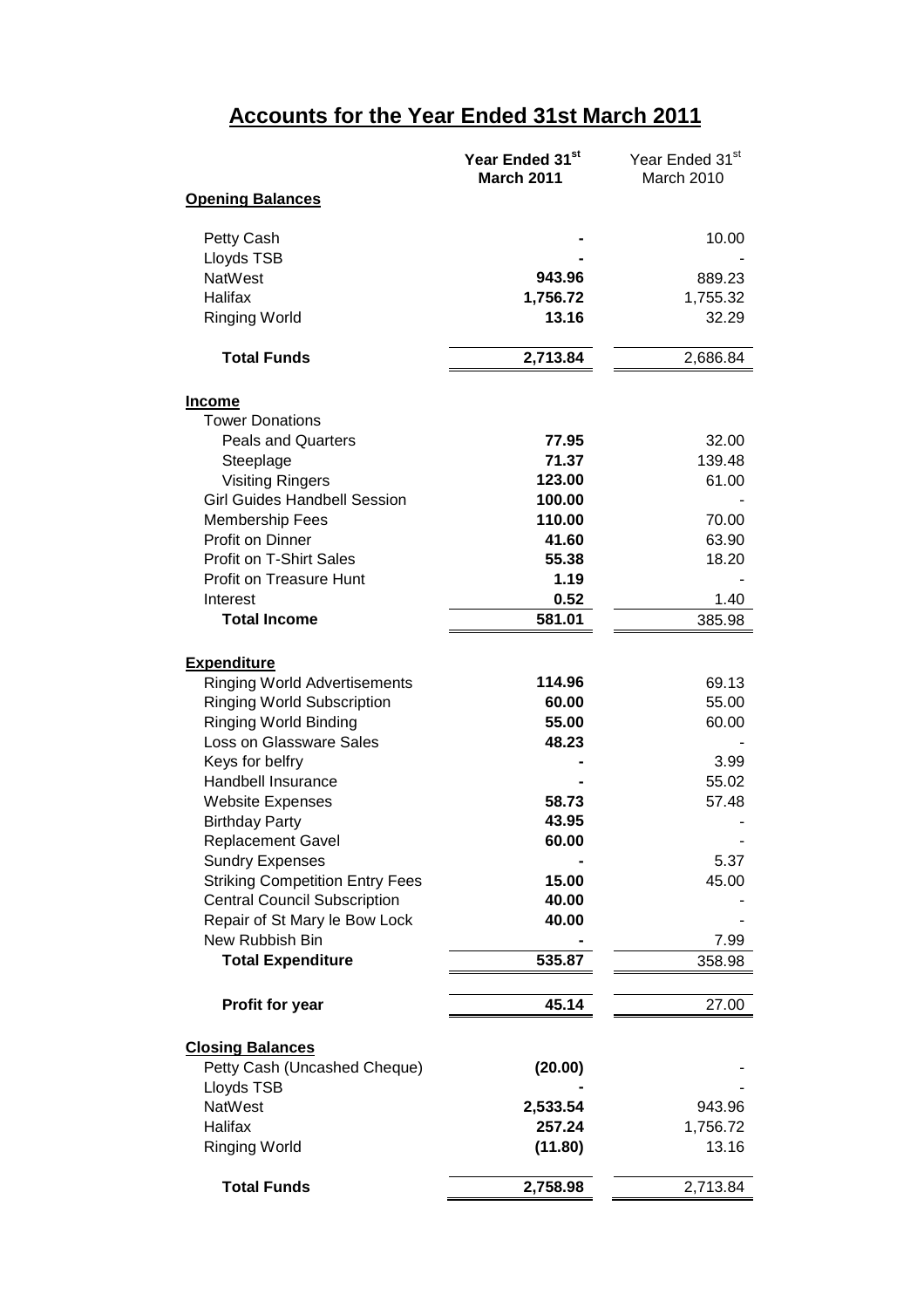# Accounts for the Year Ended 31st March 2011

| | Year Ended 31st March 2011 | Year Ended 31st March 2010 |
|---|---|---|
| **Opening Balances** | | |
| Petty Cash | - | 10.00 |
| Lloyds TSB | - | - |
| NatWest | 943.96 | 889.23 |
| Halifax | 1,756.72 | 1,755.32 |
| Ringing World | 13.16 | 32.29 |
| **Total Funds** | **2,713.84** | 2,686.84 |
| **Income** | | |
| Tower Donations | | |
| Peals and Quarters | 77.95 | 32.00 |
| Steeplage | 71.37 | 139.48 |
| Visiting Ringers | 123.00 | 61.00 |
| Girl Guides Handbell Session | 100.00 | - |
| Membership Fees | 110.00 | 70.00 |
| Profit on Dinner | 41.60 | 63.90 |
| Profit on T-Shirt Sales | 55.38 | 18.20 |
| Profit on Treasure Hunt | 1.19 | - |
| Interest | 0.52 | 1.40 |
| **Total Income** | **581.01** | 385.98 |
| **Expenditure** | | |
| Ringing World Advertisements | 114.96 | 69.13 |
| Ringing World Subscription | 60.00 | 55.00 |
| Ringing World Binding | 55.00 | 60.00 |
| Loss on Glassware Sales | 48.23 | - |
| Keys for belfry | - | 3.99 |
| Handbell Insurance | - | 55.02 |
| Website Expenses | 58.73 | 57.48 |
| Birthday Party | 43.95 | - |
| Replacement Gavel | 60.00 | - |
| Sundry Expenses | - | 5.37 |
| Striking Competition Entry Fees | 15.00 | 45.00 |
| Central Council Subscription | 40.00 | - |
| Repair of St Mary le Bow Lock | 40.00 | - |
| New Rubbish Bin | - | 7.99 |
| **Total Expenditure** | **535.87** | 358.98 |
| **Profit for year** | **45.14** | 27.00 |
| **Closing Balances** | | |
| Petty Cash (Uncashed Cheque) | (20.00) | - |
| Lloyds TSB | - | - |
| NatWest | 2,533.54 | 943.96 |
| Halifax | 257.24 | 1,756.72 |
| Ringing World | (11.80) | 13.16 |
| **Total Funds** | **2,758.98** | 2,713.84 |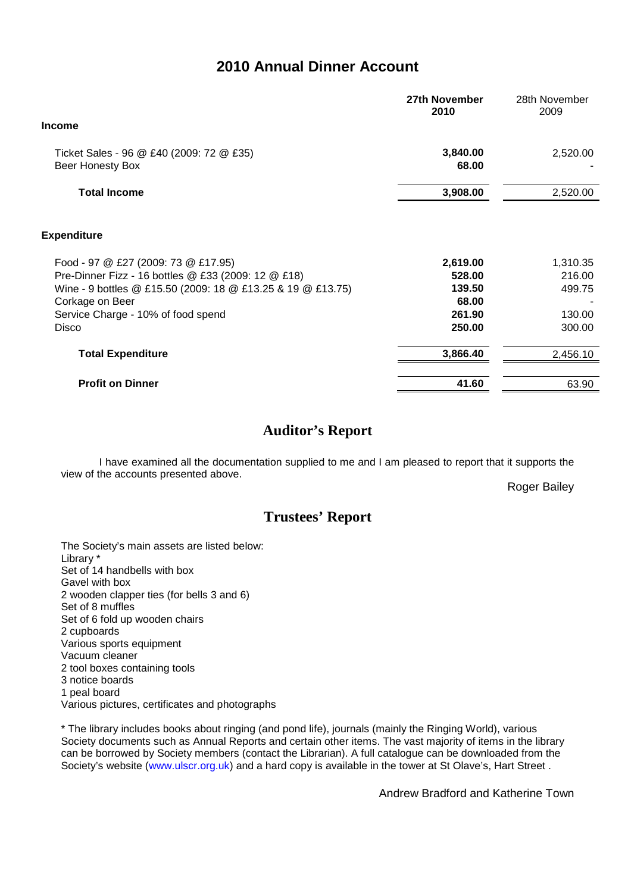## 2010 Annual Dinner Account

| | **27th November 2010** | 28th November 2009 |
|---|---|---|
| **Income** | | |
| Ticket Sales - 96 @ £40 (2009: 72 @ £35) | **3,840.00** | 2,520.00 |
| Beer Honesty Box | **68.00** | - |
| **Total Income** | **3,908.00** | 2,520.00 |
| **Expenditure** | | |
| Food - 97 @ £27 (2009: 73 @ £17.95) | **2,619.00** | 1,310.35 |
| Pre-Dinner Fizz - 16 bottles @ £33 (2009: 12 @ £18) | **528.00** | 216.00 |
| Wine - 9 bottles @ £15.50 (2009: 18 @ £13.25 & 19 @ £13.75) | **139.50** | 499.75 |
| Corkage on Beer | **68.00** | - |
| Service Charge - 10% of food spend | **261.90** | 130.00 |
| Disco | **250.00** | 300.00 |
| **Total Expenditure** | **3,866.40** | 2,456.10 |
| **Profit on Dinner** | **41.60** | 63.90 |

## Auditor's Report

I have examined all the documentation supplied to me and I am pleased to report that it supports the view of the accounts presented above.

Roger Bailey

## Trustees' Report

The Society's main assets are listed below:
Library *
Set of 14 handbells with box
Gavel with box
2 wooden clapper ties (for bells 3 and 6)
Set of 8 muffles
Set of 6 fold up wooden chairs
2 cupboards
Various sports equipment
Vacuum cleaner
2 tool boxes containing tools
3 notice boards
1 peal board
Various pictures, certificates and photographs

* The library includes books about ringing (and pond life), journals (mainly the Ringing World), various Society documents such as Annual Reports and certain other items. The vast majority of items in the library can be borrowed by Society members (contact the Librarian). A full catalogue can be downloaded from the Society's website (www.ulscr.org.uk) and a hard copy is available in the tower at St Olave's, Hart Street .

Andrew Bradford and Katherine Town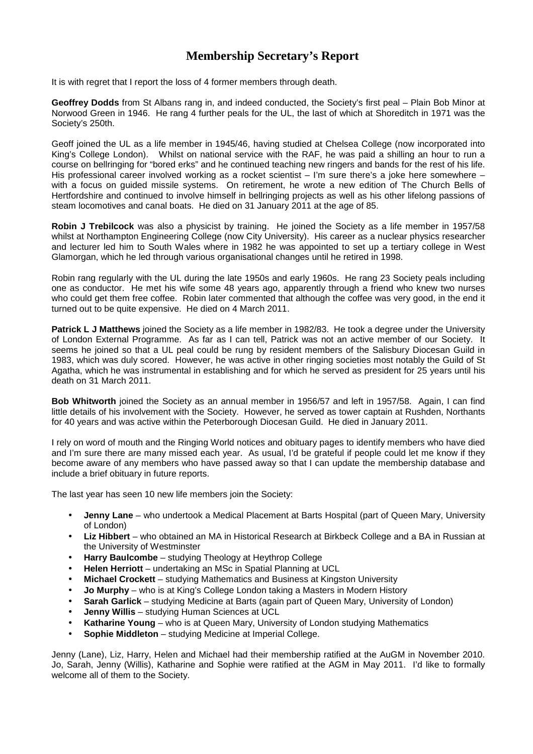# Membership Secretary's Report

It is with regret that I report the loss of 4 former members through death.

**Geoffrey Dodds** from St Albans rang in, and indeed conducted, the Society's first peal – Plain Bob Minor at Norwood Green in 1946. He rang 4 further peals for the UL, the last of which at Shoreditch in 1971 was the Society's 250th.

Geoff joined the UL as a life member in 1945/46, having studied at Chelsea College (now incorporated into King's College London). Whilst on national service with the RAF, he was paid a shilling an hour to run a course on bellringing for "bored erks" and he continued teaching new ringers and bands for the rest of his life. His professional career involved working as a rocket scientist – I'm sure there's a joke here somewhere – with a focus on guided missile systems. On retirement, he wrote a new edition of The Church Bells of Hertfordshire and continued to involve himself in bellringing projects as well as his other lifelong passions of steam locomotives and canal boats. He died on 31 January 2011 at the age of 85.

**Robin J Trebilcock** was also a physicist by training. He joined the Society as a life member in 1957/58 whilst at Northampton Engineering College (now City University). His career as a nuclear physics researcher and lecturer led him to South Wales where in 1982 he was appointed to set up a tertiary college in West Glamorgan, which he led through various organisational changes until he retired in 1998.

Robin rang regularly with the UL during the late 1950s and early 1960s. He rang 23 Society peals including one as conductor. He met his wife some 48 years ago, apparently through a friend who knew two nurses who could get them free coffee. Robin later commented that although the coffee was very good, in the end it turned out to be quite expensive. He died on 4 March 2011.

**Patrick L J Matthews** joined the Society as a life member in 1982/83. He took a degree under the University of London External Programme. As far as I can tell, Patrick was not an active member of our Society. It seems he joined so that a UL peal could be rung by resident members of the Salisbury Diocesan Guild in 1983, which was duly scored. However, he was active in other ringing societies most notably the Guild of St Agatha, which he was instrumental in establishing and for which he served as president for 25 years until his death on 31 March 2011.

**Bob Whitworth** joined the Society as an annual member in 1956/57 and left in 1957/58. Again, I can find little details of his involvement with the Society. However, he served as tower captain at Rushden, Northants for 40 years and was active within the Peterborough Diocesan Guild. He died in January 2011.

I rely on word of mouth and the Ringing World notices and obituary pages to identify members who have died and I'm sure there are many missed each year. As usual, I'd be grateful if people could let me know if they become aware of any members who have passed away so that I can update the membership database and include a brief obituary in future reports.

The last year has seen 10 new life members join the Society:

- **Jenny Lane** – who undertook a Medical Placement at Barts Hospital (part of Queen Mary, University of London)
- **Liz Hibbert** – who obtained an MA in Historical Research at Birkbeck College and a BA in Russian at the University of Westminster
- **Harry Baulcombe** – studying Theology at Heythrop College
- **Helen Herriott** – undertaking an MSc in Spatial Planning at UCL
- **Michael Crockett** – studying Mathematics and Business at Kingston University
- **Jo Murphy** – who is at King's College London taking a Masters in Modern History
- **Sarah Garlick** – studying Medicine at Barts (again part of Queen Mary, University of London)
- **Jenny Willis** – studying Human Sciences at UCL
- **Katharine Young** – who is at Queen Mary, University of London studying Mathematics
- **Sophie Middleton** – studying Medicine at Imperial College.

Jenny (Lane), Liz, Harry, Helen and Michael had their membership ratified at the AuGM in November 2010. Jo, Sarah, Jenny (Willis), Katharine and Sophie were ratified at the AGM in May 2011. I'd like to formally welcome all of them to the Society.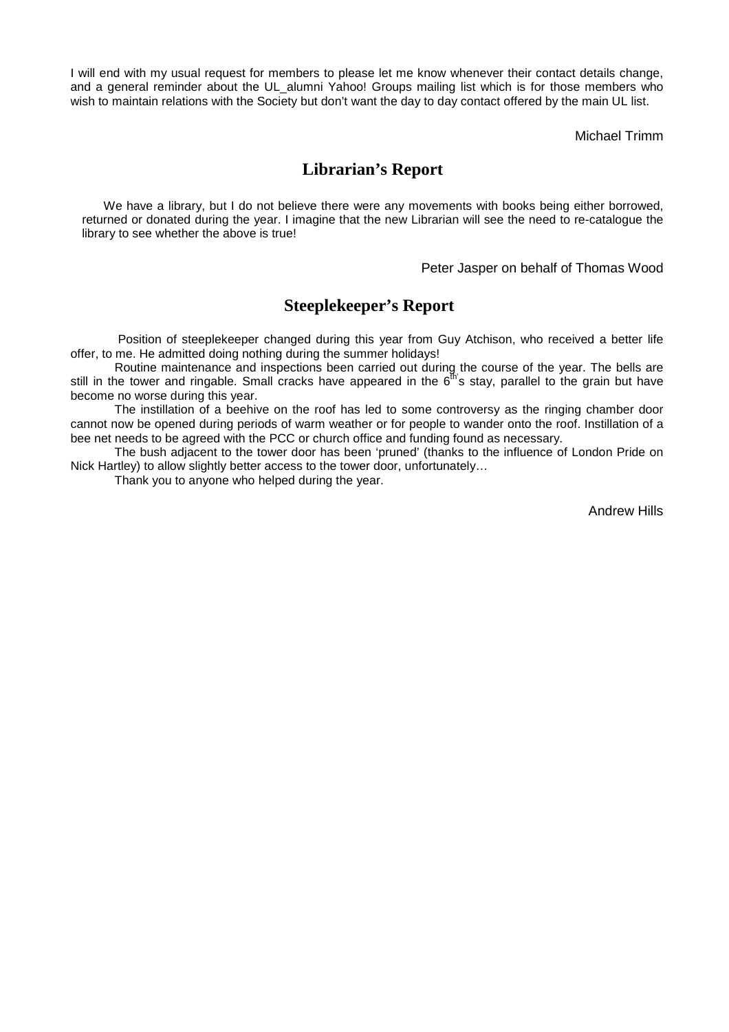I will end with my usual request for members to please let me know whenever their contact details change, and a general reminder about the UL_alumni Yahoo! Groups mailing list which is for those members who wish to maintain relations with the Society but don't want the day to day contact offered by the main UL list.

Michael Trimm

## Librarian's Report

We have a library, but I do not believe there were any movements with books being either borrowed, returned or donated during the year. I imagine that the new Librarian will see the need to re-catalogue the library to see whether the above is true!

Peter Jasper on behalf of Thomas Wood

## Steeplekeeper's Report

Position of steeplekeeper changed during this year from Guy Atchison, who received a better life offer, to me. He admitted doing nothing during the summer holidays!

Routine maintenance and inspections been carried out during the course of the year. The bells are still in the tower and ringable. Small cracks have appeared in the 6th's stay, parallel to the grain but have become no worse during this year.

The instillation of a beehive on the roof has led to some controversy as the ringing chamber door cannot now be opened during periods of warm weather or for people to wander onto the roof. Instillation of a bee net needs to be agreed with the PCC or church office and funding found as necessary.

The bush adjacent to the tower door has been 'pruned' (thanks to the influence of London Pride on Nick Hartley) to allow slightly better access to the tower door, unfortunately…

Thank you to anyone who helped during the year.

Andrew Hills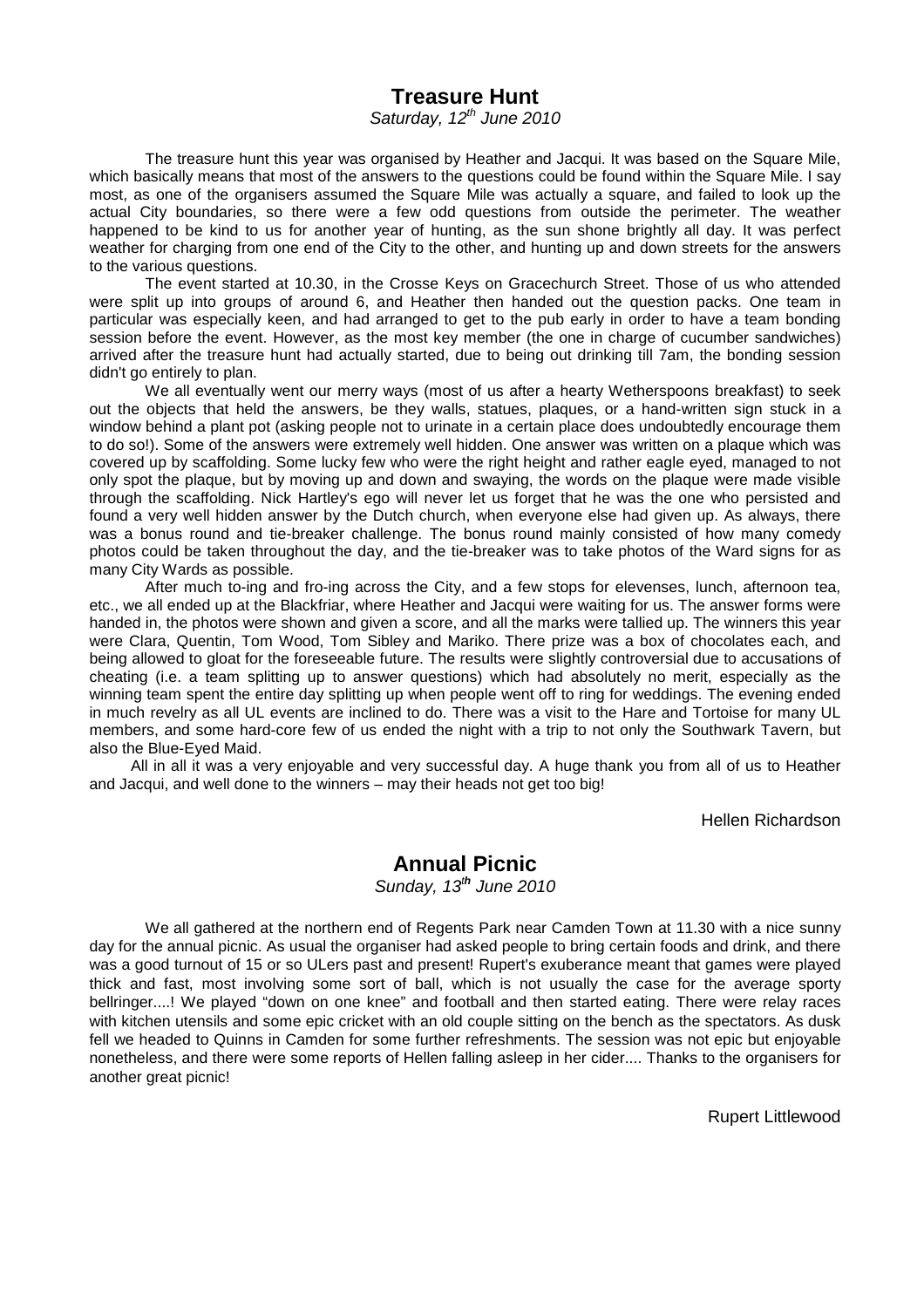## Treasure Hunt

*Saturday, 12th June 2010*

The treasure hunt this year was organised by Heather and Jacqui. It was based on the Square Mile, which basically means that most of the answers to the questions could be found within the Square Mile. I say most, as one of the organisers assumed the Square Mile was actually a square, and failed to look up the actual City boundaries, so there were a few odd questions from outside the perimeter. The weather happened to be kind to us for another year of hunting, as the sun shone brightly all day. It was perfect weather for charging from one end of the City to the other, and hunting up and down streets for the answers to the various questions.

The event started at 10.30, in the Crosse Keys on Gracechurch Street. Those of us who attended were split up into groups of around 6, and Heather then handed out the question packs. One team in particular was especially keen, and had arranged to get to the pub early in order to have a team bonding session before the event. However, as the most key member (the one in charge of cucumber sandwiches) arrived after the treasure hunt had actually started, due to being out drinking till 7am, the bonding session didn't go entirely to plan.

We all eventually went our merry ways (most of us after a hearty Wetherspoons breakfast) to seek out the objects that held the answers, be they walls, statues, plaques, or a hand-written sign stuck in a window behind a plant pot (asking people not to urinate in a certain place does undoubtedly encourage them to do so!). Some of the answers were extremely well hidden. One answer was written on a plaque which was covered up by scaffolding. Some lucky few who were the right height and rather eagle eyed, managed to not only spot the plaque, but by moving up and down and swaying, the words on the plaque were made visible through the scaffolding. Nick Hartley's ego will never let us forget that he was the one who persisted and found a very well hidden answer by the Dutch church, when everyone else had given up. As always, there was a bonus round and tie-breaker challenge. The bonus round mainly consisted of how many comedy photos could be taken throughout the day, and the tie-breaker was to take photos of the Ward signs for as many City Wards as possible.

After much to-ing and fro-ing across the City, and a few stops for elevenses, lunch, afternoon tea, etc., we all ended up at the Blackfriar, where Heather and Jacqui were waiting for us. The answer forms were handed in, the photos were shown and given a score, and all the marks were tallied up. The winners this year were Clara, Quentin, Tom Wood, Tom Sibley and Mariko. There prize was a box of chocolates each, and being allowed to gloat for the foreseeable future. The results were slightly controversial due to accusations of cheating (i.e. a team splitting up to answer questions) which had absolutely no merit, especially as the winning team spent the entire day splitting up when people went off to ring for weddings. The evening ended in much revelry as all UL events are inclined to do. There was a visit to the Hare and Tortoise for many UL members, and some hard-core few of us ended the night with a trip to not only the Southwark Tavern, but also the Blue-Eyed Maid.

All in all it was a very enjoyable and very successful day. A huge thank you from all of us to Heather and Jacqui, and well done to the winners – may their heads not get too big!

Hellen Richardson

## Annual Picnic

*Sunday, 13th June 2010*

We all gathered at the northern end of Regents Park near Camden Town at 11.30 with a nice sunny day for the annual picnic. As usual the organiser had asked people to bring certain foods and drink, and there was a good turnout of 15 or so ULers past and present! Rupert's exuberance meant that games were played thick and fast, most involving some sort of ball, which is not usually the case for the average sporty bellringer....! We played "down on one knee" and football and then started eating. There were relay races with kitchen utensils and some epic cricket with an old couple sitting on the bench as the spectators. As dusk fell we headed to Quinns in Camden for some further refreshments. The session was not epic but enjoyable nonetheless, and there were some reports of Hellen falling asleep in her cider.... Thanks to the organisers for another great picnic!

Rupert Littlewood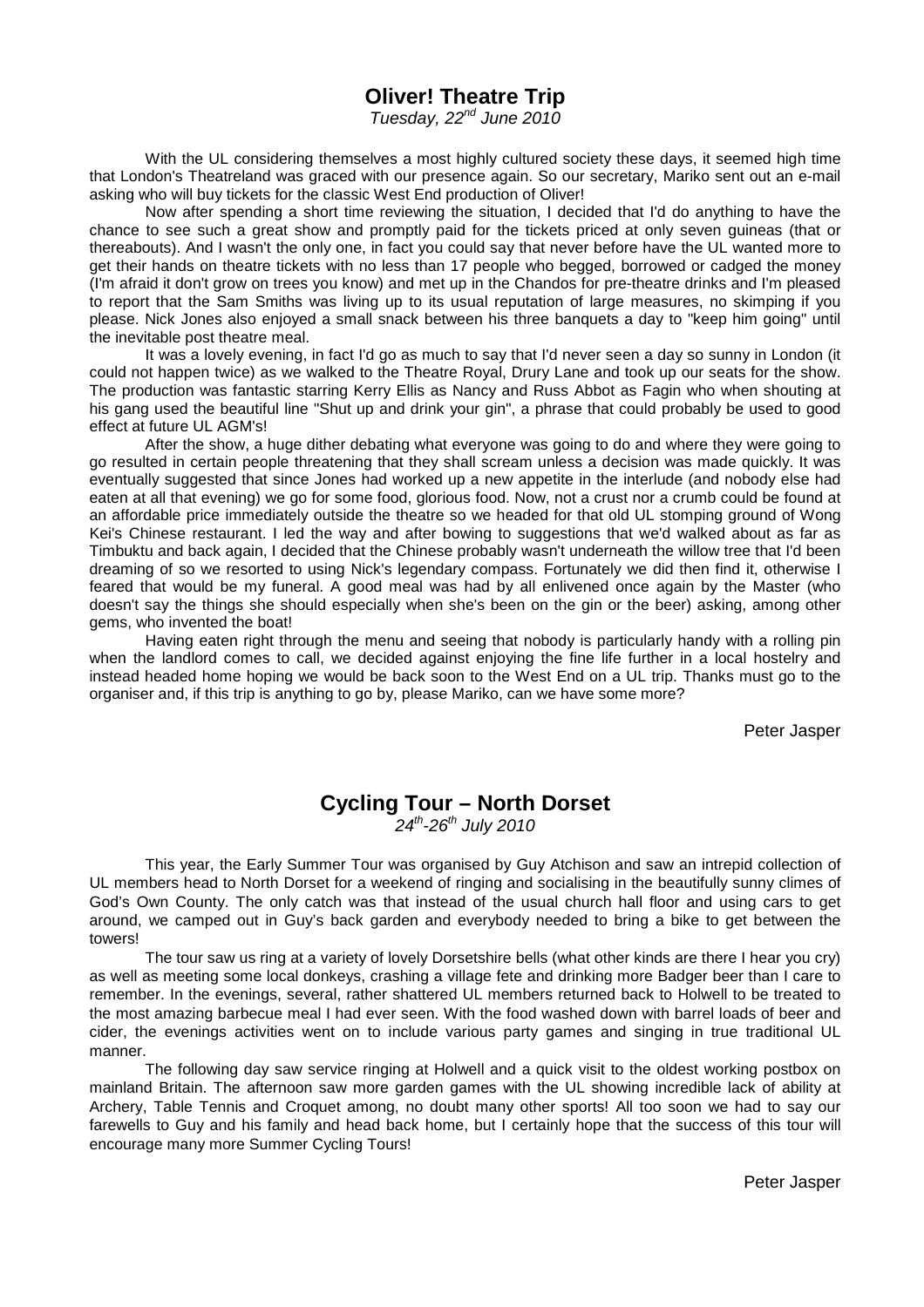## Oliver! Theatre Trip

*Tuesday, 22nd June 2010*

With the UL considering themselves a most highly cultured society these days, it seemed high time that London's Theatreland was graced with our presence again. So our secretary, Mariko sent out an e-mail asking who will buy tickets for the classic West End production of Oliver!

Now after spending a short time reviewing the situation, I decided that I'd do anything to have the chance to see such a great show and promptly paid for the tickets priced at only seven guineas (that or thereabouts). And I wasn't the only one, in fact you could say that never before have the UL wanted more to get their hands on theatre tickets with no less than 17 people who begged, borrowed or cadged the money (I'm afraid it don't grow on trees you know) and met up in the Chandos for pre-theatre drinks and I'm pleased to report that the Sam Smiths was living up to its usual reputation of large measures, no skimping if you please. Nick Jones also enjoyed a small snack between his three banquets a day to "keep him going" until the inevitable post theatre meal.

It was a lovely evening, in fact I'd go as much to say that I'd never seen a day so sunny in London (it could not happen twice) as we walked to the Theatre Royal, Drury Lane and took up our seats for the show. The production was fantastic starring Kerry Ellis as Nancy and Russ Abbot as Fagin who when shouting at his gang used the beautiful line "Shut up and drink your gin", a phrase that could probably be used to good effect at future UL AGM's!

After the show, a huge dither debating what everyone was going to do and where they were going to go resulted in certain people threatening that they shall scream unless a decision was made quickly. It was eventually suggested that since Jones had worked up a new appetite in the interlude (and nobody else had eaten at all that evening) we go for some food, glorious food. Now, not a crust nor a crumb could be found at an affordable price immediately outside the theatre so we headed for that old UL stomping ground of Wong Kei's Chinese restaurant. I led the way and after bowing to suggestions that we'd walked about as far as Timbuktu and back again, I decided that the Chinese probably wasn't underneath the willow tree that I'd been dreaming of so we resorted to using Nick's legendary compass. Fortunately we did then find it, otherwise I feared that would be my funeral. A good meal was had by all enlivened once again by the Master (who doesn't say the things she should especially when she's been on the gin or the beer) asking, among other gems, who invented the boat!

Having eaten right through the menu and seeing that nobody is particularly handy with a rolling pin when the landlord comes to call, we decided against enjoying the fine life further in a local hostelry and instead headed home hoping we would be back soon to the West End on a UL trip. Thanks must go to the organiser and, if this trip is anything to go by, please Mariko, can we have some more?

Peter Jasper

## Cycling Tour – North Dorset

*24th-26th July 2010*

This year, the Early Summer Tour was organised by Guy Atchison and saw an intrepid collection of UL members head to North Dorset for a weekend of ringing and socialising in the beautifully sunny climes of God's Own County. The only catch was that instead of the usual church hall floor and using cars to get around, we camped out in Guy's back garden and everybody needed to bring a bike to get between the towers!

The tour saw us ring at a variety of lovely Dorsetshire bells (what other kinds are there I hear you cry) as well as meeting some local donkeys, crashing a village fete and drinking more Badger beer than I care to remember. In the evenings, several, rather shattered UL members returned back to Holwell to be treated to the most amazing barbecue meal I had ever seen. With the food washed down with barrel loads of beer and cider, the evenings activities went on to include various party games and singing in true traditional UL manner.

The following day saw service ringing at Holwell and a quick visit to the oldest working postbox on mainland Britain. The afternoon saw more garden games with the UL showing incredible lack of ability at Archery, Table Tennis and Croquet among, no doubt many other sports! All too soon we had to say our farewells to Guy and his family and head back home, but I certainly hope that the success of this tour will encourage many more Summer Cycling Tours!

Peter Jasper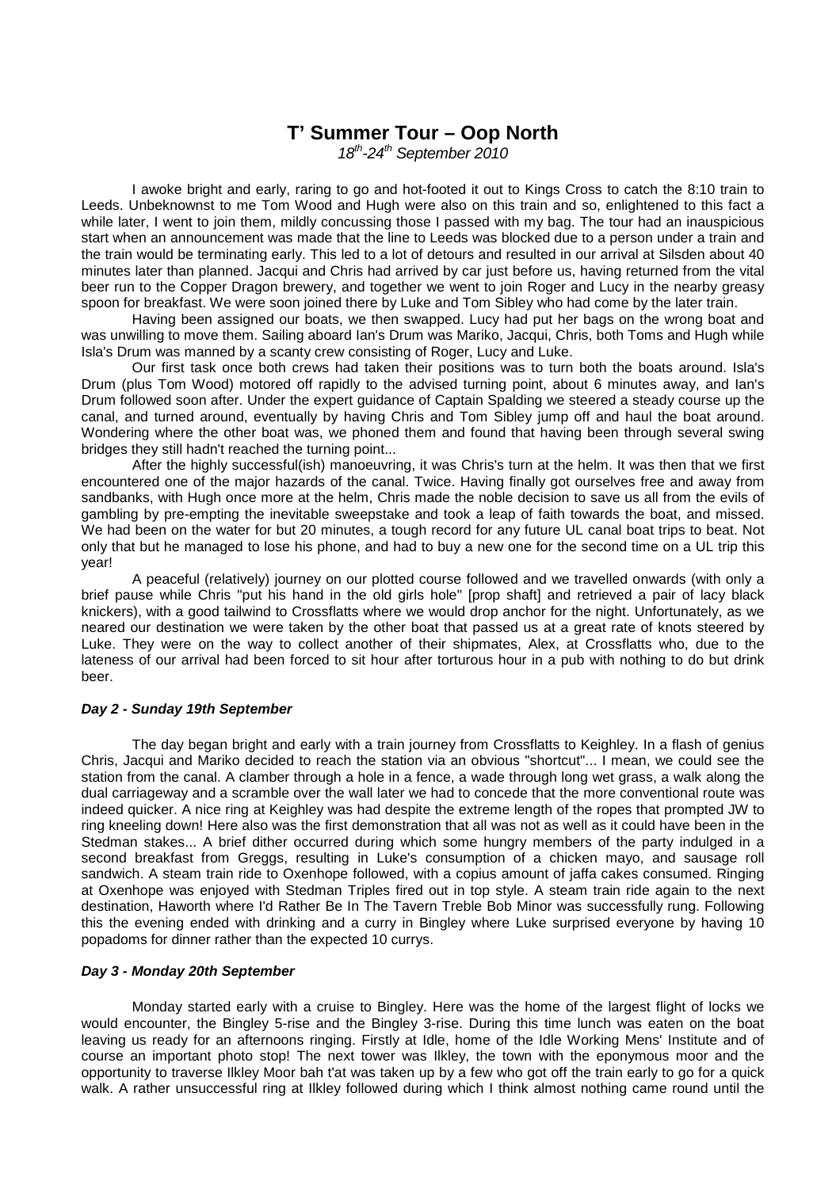# T' Summer Tour – Oop North

*18th-24th September 2010*

I awoke bright and early, raring to go and hot-footed it out to Kings Cross to catch the 8:10 train to Leeds. Unbeknownst to me Tom Wood and Hugh were also on this train and so, enlightened to this fact a while later, I went to join them, mildly concussing those I passed with my bag. The tour had an inauspicious start when an announcement was made that the line to Leeds was blocked due to a person under a train and the train would be terminating early. This led to a lot of detours and resulted in our arrival at Silsden about 40 minutes later than planned. Jacqui and Chris had arrived by car just before us, having returned from the vital beer run to the Copper Dragon brewery, and together we went to join Roger and Lucy in the nearby greasy spoon for breakfast. We were soon joined there by Luke and Tom Sibley who had come by the later train.

Having been assigned our boats, we then swapped. Lucy had put her bags on the wrong boat and was unwilling to move them. Sailing aboard Ian's Drum was Mariko, Jacqui, Chris, both Toms and Hugh while Isla's Drum was manned by a scanty crew consisting of Roger, Lucy and Luke.

Our first task once both crews had taken their positions was to turn both the boats around. Isla's Drum (plus Tom Wood) motored off rapidly to the advised turning point, about 6 minutes away, and Ian's Drum followed soon after. Under the expert guidance of Captain Spalding we steered a steady course up the canal, and turned around, eventually by having Chris and Tom Sibley jump off and haul the boat around. Wondering where the other boat was, we phoned them and found that having been through several swing bridges they still hadn't reached the turning point...

After the highly successful(ish) manoeuvring, it was Chris's turn at the helm. It was then that we first encountered one of the major hazards of the canal. Twice. Having finally got ourselves free and away from sandbanks, with Hugh once more at the helm, Chris made the noble decision to save us all from the evils of gambling by pre-empting the inevitable sweepstake and took a leap of faith towards the boat, and missed. We had been on the water for but 20 minutes, a tough record for any future UL canal boat trips to beat. Not only that but he managed to lose his phone, and had to buy a new one for the second time on a UL trip this year!

A peaceful (relatively) journey on our plotted course followed and we travelled onwards (with only a brief pause while Chris "put his hand in the old girls hole" [prop shaft] and retrieved a pair of lacy black knickers), with a good tailwind to Crossflatts where we would drop anchor for the night. Unfortunately, as we neared our destination we were taken by the other boat that passed us at a great rate of knots steered by Luke. They were on the way to collect another of their shipmates, Alex, at Crossflatts who, due to the lateness of our arrival had been forced to sit hour after torturous hour in a pub with nothing to do but drink beer.

### *Day 2 - Sunday 19th September*

The day began bright and early with a train journey from Crossflatts to Keighley. In a flash of genius Chris, Jacqui and Mariko decided to reach the station via an obvious "shortcut"... I mean, we could see the station from the canal. A clamber through a hole in a fence, a wade through long wet grass, a walk along the dual carriageway and a scramble over the wall later we had to concede that the more conventional route was indeed quicker. A nice ring at Keighley was had despite the extreme length of the ropes that prompted JW to ring kneeling down! Here also was the first demonstration that all was not as well as it could have been in the Stedman stakes... A brief dither occurred during which some hungry members of the party indulged in a second breakfast from Greggs, resulting in Luke's consumption of a chicken mayo, and sausage roll sandwich. A steam train ride to Oxenhope followed, with a copius amount of jaffa cakes consumed. Ringing at Oxenhope was enjoyed with Stedman Triples fired out in top style. A steam train ride again to the next destination, Haworth where I'd Rather Be In The Tavern Treble Bob Minor was successfully rung. Following this the evening ended with drinking and a curry in Bingley where Luke surprised everyone by having 10 popadoms for dinner rather than the expected 10 currys.

### *Day 3 - Monday 20th September*

Monday started early with a cruise to Bingley. Here was the home of the largest flight of locks we would encounter, the Bingley 5-rise and the Bingley 3-rise. During this time lunch was eaten on the boat leaving us ready for an afternoons ringing. Firstly at Idle, home of the Idle Working Mens' Institute and of course an important photo stop! The next tower was Ilkley, the town with the eponymous moor and the opportunity to traverse Ilkley Moor bah t'at was taken up by a few who got off the train early to go for a quick walk. A rather unsuccessful ring at Ilkley followed during which I think almost nothing came round until the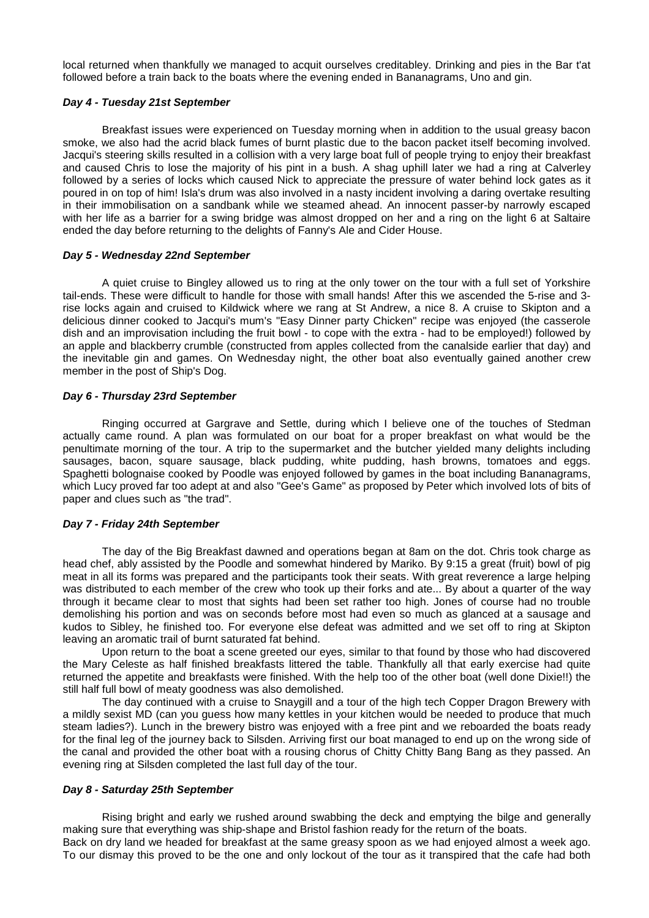local returned when thankfully we managed to acquit ourselves creditabley. Drinking and pies in the Bar t'at followed before a train back to the boats where the evening ended in Bananagrams, Uno and gin.

### *Day 4 - Tuesday 21st September*

Breakfast issues were experienced on Tuesday morning when in addition to the usual greasy bacon smoke, we also had the acrid black fumes of burnt plastic due to the bacon packet itself becoming involved. Jacqui's steering skills resulted in a collision with a very large boat full of people trying to enjoy their breakfast and caused Chris to lose the majority of his pint in a bush. A shag uphill later we had a ring at Calverley followed by a series of locks which caused Nick to appreciate the pressure of water behind lock gates as it poured in on top of him! Isla's drum was also involved in a nasty incident involving a daring overtake resulting in their immobilisation on a sandbank while we steamed ahead. An innocent passer-by narrowly escaped with her life as a barrier for a swing bridge was almost dropped on her and a ring on the light 6 at Saltaire ended the day before returning to the delights of Fanny's Ale and Cider House.

### *Day 5 - Wednesday 22nd September*

A quiet cruise to Bingley allowed us to ring at the only tower on the tour with a full set of Yorkshire tail-ends. These were difficult to handle for those with small hands! After this we ascended the 5-rise and 3-rise locks again and cruised to Kildwick where we rang at St Andrew, a nice 8. A cruise to Skipton and a delicious dinner cooked to Jacqui's mum's "Easy Dinner party Chicken" recipe was enjoyed (the casserole dish and an improvisation including the fruit bowl - to cope with the extra - had to be employed!) followed by an apple and blackberry crumble (constructed from apples collected from the canalside earlier that day) and the inevitable gin and games. On Wednesday night, the other boat also eventually gained another crew member in the post of Ship's Dog.

### *Day 6 - Thursday 23rd September*

Ringing occurred at Gargrave and Settle, during which I believe one of the touches of Stedman actually came round. A plan was formulated on our boat for a proper breakfast on what would be the penultimate morning of the tour. A trip to the supermarket and the butcher yielded many delights including sausages, bacon, square sausage, black pudding, white pudding, hash browns, tomatoes and eggs. Spaghetti bolognaise cooked by Poodle was enjoyed followed by games in the boat including Bananagrams, which Lucy proved far too adept at and also "Gee's Game" as proposed by Peter which involved lots of bits of paper and clues such as "the trad".

### *Day 7 - Friday 24th September*

The day of the Big Breakfast dawned and operations began at 8am on the dot. Chris took charge as head chef, ably assisted by the Poodle and somewhat hindered by Mariko. By 9:15 a great (fruit) bowl of pig meat in all its forms was prepared and the participants took their seats. With great reverence a large helping was distributed to each member of the crew who took up their forks and ate... By about a quarter of the way through it became clear to most that sights had been set rather too high. Jones of course had no trouble demolishing his portion and was on seconds before most had even so much as glanced at a sausage and kudos to Sibley, he finished too. For everyone else defeat was admitted and we set off to ring at Skipton leaving an aromatic trail of burnt saturated fat behind.

Upon return to the boat a scene greeted our eyes, similar to that found by those who had discovered the Mary Celeste as half finished breakfasts littered the table. Thankfully all that early exercise had quite returned the appetite and breakfasts were finished. With the help too of the other boat (well done Dixie!!) the still half full bowl of meaty goodness was also demolished.

The day continued with a cruise to Snaygill and a tour of the high tech Copper Dragon Brewery with a mildly sexist MD (can you guess how many kettles in your kitchen would be needed to produce that much steam ladies?). Lunch in the brewery bistro was enjoyed with a free pint and we reboarded the boats ready for the final leg of the journey back to Silsden. Arriving first our boat managed to end up on the wrong side of the canal and provided the other boat with a rousing chorus of Chitty Chitty Bang Bang as they passed. An evening ring at Silsden completed the last full day of the tour.

### *Day 8 - Saturday 25th September*

Rising bright and early we rushed around swabbing the deck and emptying the bilge and generally making sure that everything was ship-shape and Bristol fashion ready for the return of the boats.

Back on dry land we headed for breakfast at the same greasy spoon as we had enjoyed almost a week ago. To our dismay this proved to be the one and only lockout of the tour as it transpired that the cafe had both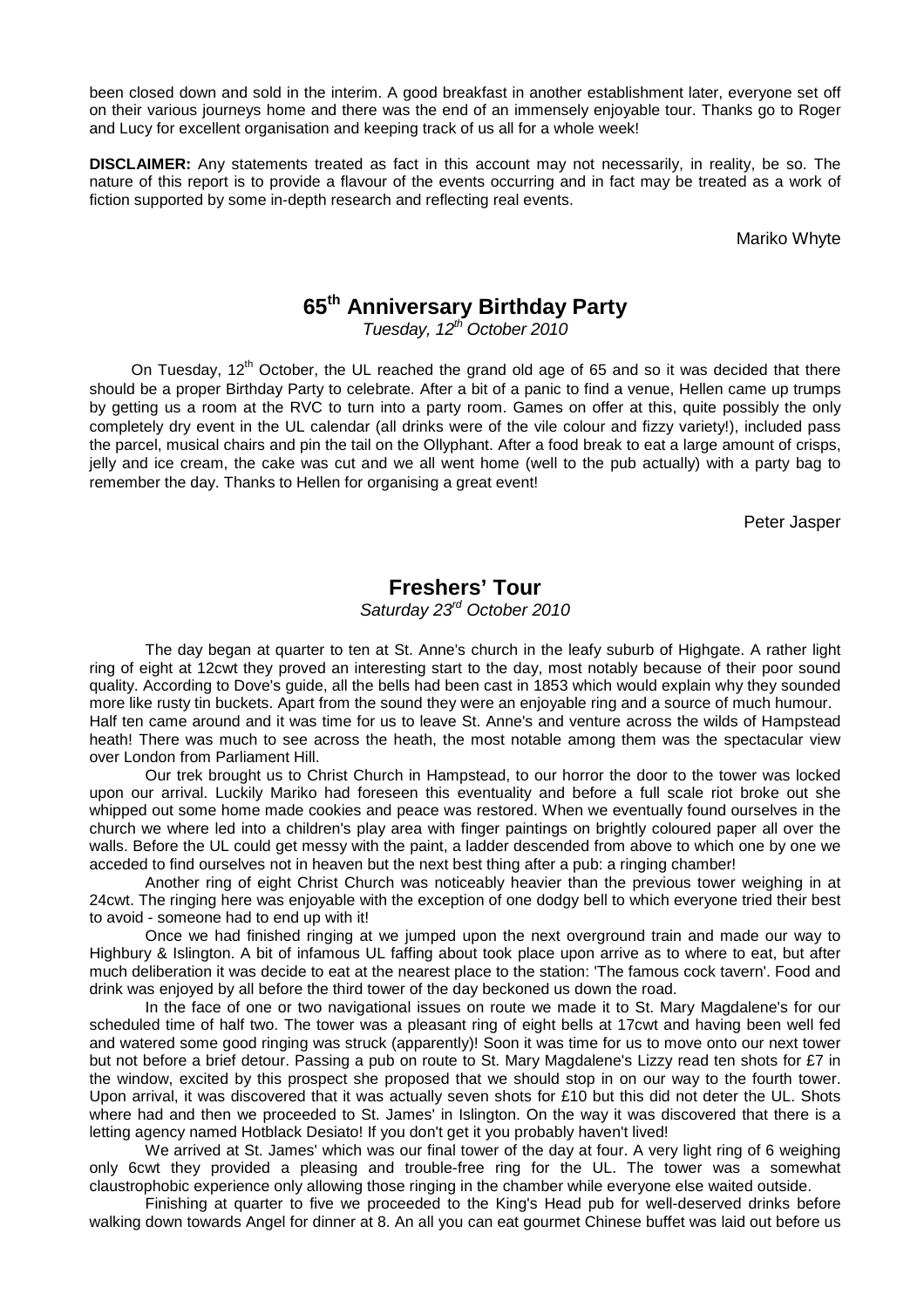been closed down and sold in the interim. A good breakfast in another establishment later, everyone set off on their various journeys home and there was the end of an immensely enjoyable tour. Thanks go to Roger and Lucy for excellent organisation and keeping track of us all for a whole week!

**DISCLAIMER:** Any statements treated as fact in this account may not necessarily, in reality, be so. The nature of this report is to provide a flavour of the events occurring and in fact may be treated as a work of fiction supported by some in-depth research and reflecting real events.

Mariko Whyte

## 65th Anniversary Birthday Party

*Tuesday, 12th October 2010*

On Tuesday, 12th October, the UL reached the grand old age of 65 and so it was decided that there should be a proper Birthday Party to celebrate. After a bit of a panic to find a venue, Hellen came up trumps by getting us a room at the RVC to turn into a party room. Games on offer at this, quite possibly the only completely dry event in the UL calendar (all drinks were of the vile colour and fizzy variety!), included pass the parcel, musical chairs and pin the tail on the Ollyphant. After a food break to eat a large amount of crisps, jelly and ice cream, the cake was cut and we all went home (well to the pub actually) with a party bag to remember the day. Thanks to Hellen for organising a great event!

Peter Jasper

## Freshers' Tour

*Saturday 23rd October 2010*

The day began at quarter to ten at St. Anne's church in the leafy suburb of Highgate. A rather light ring of eight at 12cwt they proved an interesting start to the day, most notably because of their poor sound quality. According to Dove's guide, all the bells had been cast in 1853 which would explain why they sounded more like rusty tin buckets. Apart from the sound they were an enjoyable ring and a source of much humour.
Half ten came around and it was time for us to leave St. Anne's and venture across the wilds of Hampstead heath! There was much to see across the heath, the most notable among them was the spectacular view over London from Parliament Hill.

Our trek brought us to Christ Church in Hampstead, to our horror the door to the tower was locked upon our arrival. Luckily Mariko had foreseen this eventuality and before a full scale riot broke out she whipped out some home made cookies and peace was restored. When we eventually found ourselves in the church we where led into a children's play area with finger paintings on brightly coloured paper all over the walls. Before the UL could get messy with the paint, a ladder descended from above to which one by one we acceded to find ourselves not in heaven but the next best thing after a pub: a ringing chamber!

Another ring of eight Christ Church was noticeably heavier than the previous tower weighing in at 24cwt. The ringing here was enjoyable with the exception of one dodgy bell to which everyone tried their best to avoid - someone had to end up with it!

Once we had finished ringing at we jumped upon the next overground train and made our way to Highbury & Islington. A bit of infamous UL faffing about took place upon arrive as to where to eat, but after much deliberation it was decide to eat at the nearest place to the station: 'The famous cock tavern'. Food and drink was enjoyed by all before the third tower of the day beckoned us down the road.

In the face of one or two navigational issues on route we made it to St. Mary Magdalene's for our scheduled time of half two. The tower was a pleasant ring of eight bells at 17cwt and having been well fed and watered some good ringing was struck (apparently)! Soon it was time for us to move onto our next tower but not before a brief detour. Passing a pub on route to St. Mary Magdalene's Lizzy read ten shots for £7 in the window, excited by this prospect she proposed that we should stop in on our way to the fourth tower. Upon arrival, it was discovered that it was actually seven shots for £10 but this did not deter the UL. Shots where had and then we proceeded to St. James' in Islington. On the way it was discovered that there is a letting agency named Hotblack Desiato! If you don't get it you probably haven't lived!

We arrived at St. James' which was our final tower of the day at four. A very light ring of 6 weighing only 6cwt they provided a pleasing and trouble-free ring for the UL. The tower was a somewhat claustrophobic experience only allowing those ringing in the chamber while everyone else waited outside.

Finishing at quarter to five we proceeded to the King's Head pub for well-deserved drinks before walking down towards Angel for dinner at 8. An all you can eat gourmet Chinese buffet was laid out before us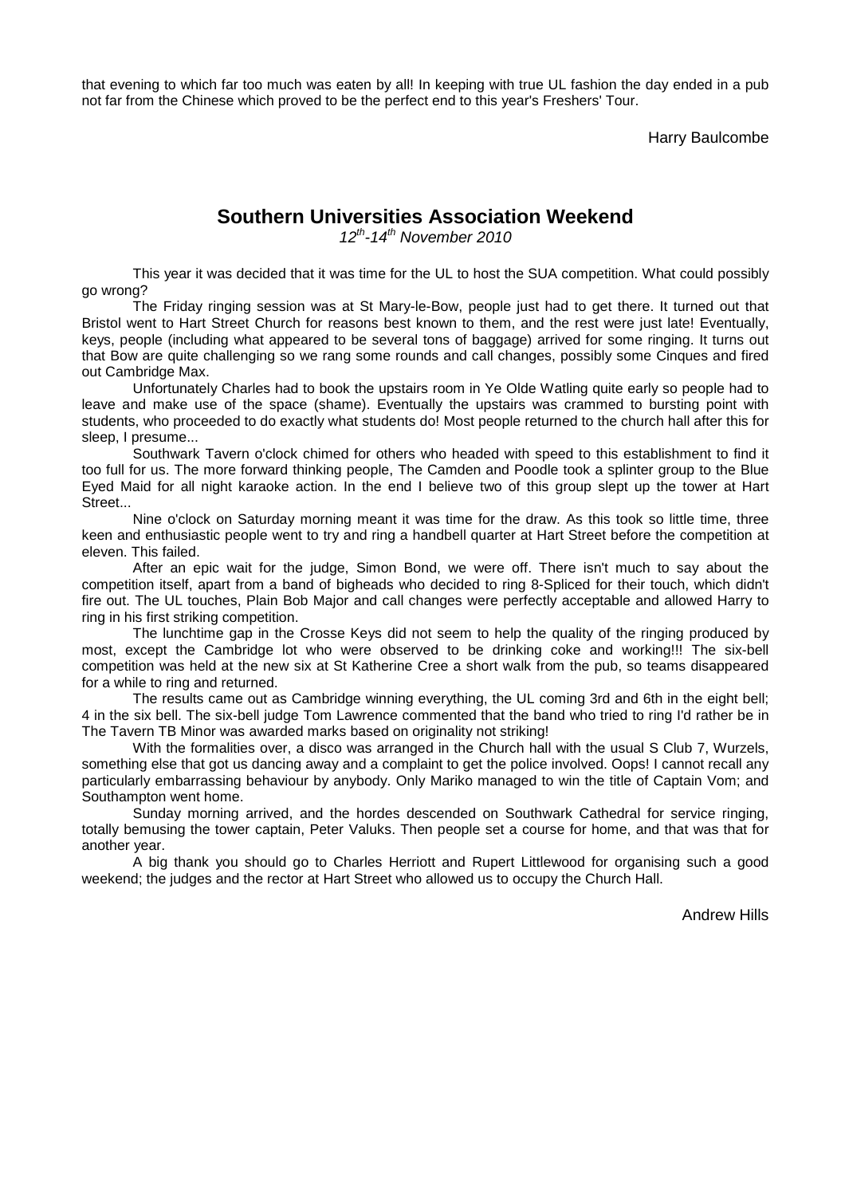that evening to which far too much was eaten by all! In keeping with true UL fashion the day ended in a pub not far from the Chinese which proved to be the perfect end to this year's Freshers' Tour.

Harry Baulcombe

## Southern Universities Association Weekend

*12th-14th November 2010*

This year it was decided that it was time for the UL to host the SUA competition. What could possibly go wrong?

The Friday ringing session was at St Mary-le-Bow, people just had to get there. It turned out that Bristol went to Hart Street Church for reasons best known to them, and the rest were just late! Eventually, keys, people (including what appeared to be several tons of baggage) arrived for some ringing. It turns out that Bow are quite challenging so we rang some rounds and call changes, possibly some Cinques and fired out Cambridge Max.

Unfortunately Charles had to book the upstairs room in Ye Olde Watling quite early so people had to leave and make use of the space (shame). Eventually the upstairs was crammed to bursting point with students, who proceeded to do exactly what students do! Most people returned to the church hall after this for sleep, I presume...

Southwark Tavern o'clock chimed for others who headed with speed to this establishment to find it too full for us. The more forward thinking people, The Camden and Poodle took a splinter group to the Blue Eyed Maid for all night karaoke action. In the end I believe two of this group slept up the tower at Hart Street...

Nine o'clock on Saturday morning meant it was time for the draw. As this took so little time, three keen and enthusiastic people went to try and ring a handbell quarter at Hart Street before the competition at eleven. This failed.

After an epic wait for the judge, Simon Bond, we were off. There isn't much to say about the competition itself, apart from a band of bigheads who decided to ring 8-Spliced for their touch, which didn't fire out. The UL touches, Plain Bob Major and call changes were perfectly acceptable and allowed Harry to ring in his first striking competition.

The lunchtime gap in the Crosse Keys did not seem to help the quality of the ringing produced by most, except the Cambridge lot who were observed to be drinking coke and working!!! The six-bell competition was held at the new six at St Katherine Cree a short walk from the pub, so teams disappeared for a while to ring and returned.

The results came out as Cambridge winning everything, the UL coming 3rd and 6th in the eight bell; 4 in the six bell. The six-bell judge Tom Lawrence commented that the band who tried to ring I'd rather be in The Tavern TB Minor was awarded marks based on originality not striking!

With the formalities over, a disco was arranged in the Church hall with the usual S Club 7, Wurzels, something else that got us dancing away and a complaint to get the police involved. Oops! I cannot recall any particularly embarrassing behaviour by anybody. Only Mariko managed to win the title of Captain Vom; and Southampton went home.

Sunday morning arrived, and the hordes descended on Southwark Cathedral for service ringing, totally bemusing the tower captain, Peter Valuks. Then people set a course for home, and that was that for another year.

A big thank you should go to Charles Herriott and Rupert Littlewood for organising such a good weekend; the judges and the rector at Hart Street who allowed us to occupy the Church Hall.

Andrew Hills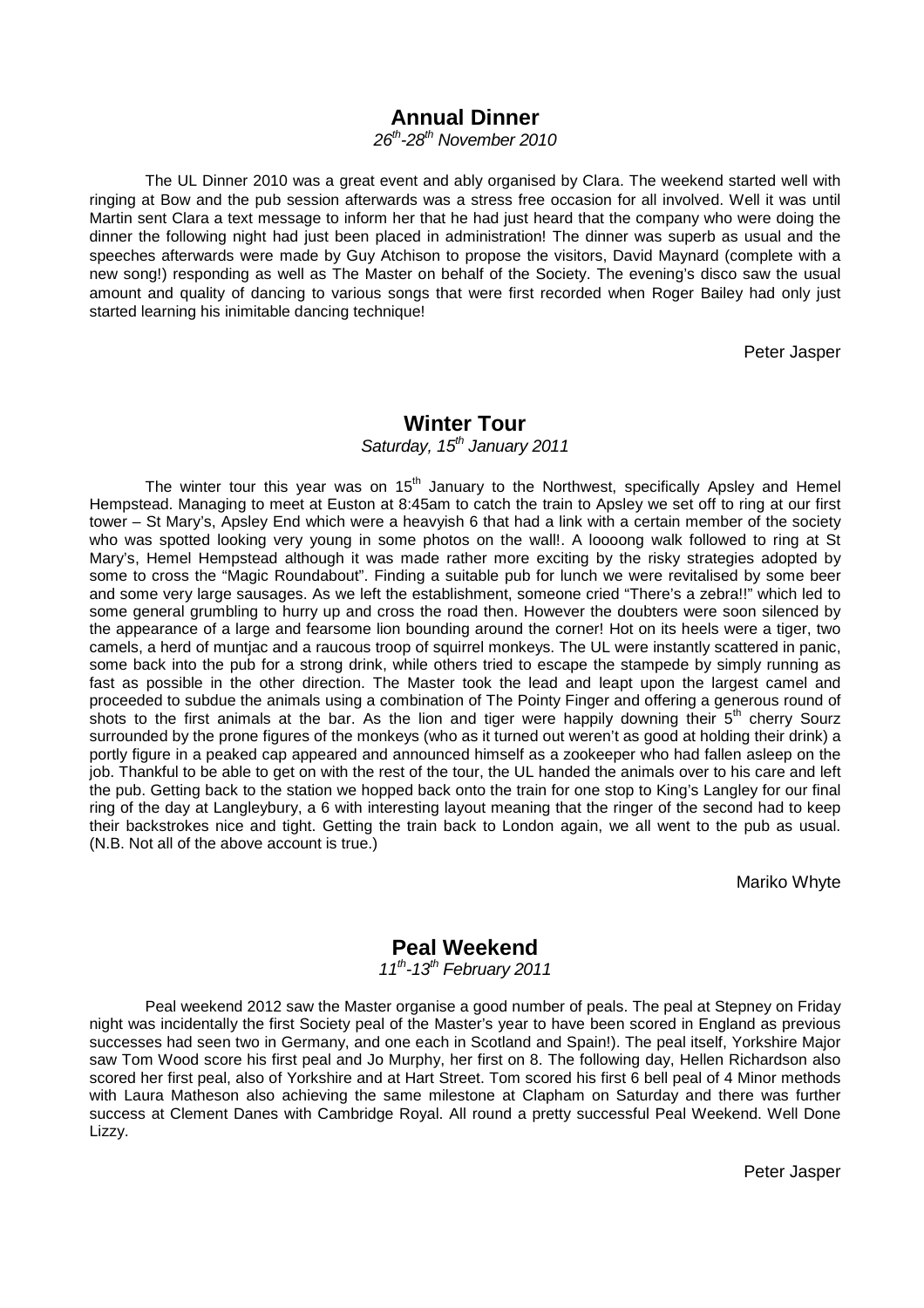## Annual Dinner

*26th-28th November 2010*

The UL Dinner 2010 was a great event and ably organised by Clara. The weekend started well with ringing at Bow and the pub session afterwards was a stress free occasion for all involved. Well it was until Martin sent Clara a text message to inform her that he had just heard that the company who were doing the dinner the following night had just been placed in administration! The dinner was superb as usual and the speeches afterwards were made by Guy Atchison to propose the visitors, David Maynard (complete with a new song!) responding as well as The Master on behalf of the Society. The evening's disco saw the usual amount and quality of dancing to various songs that were first recorded when Roger Bailey had only just started learning his inimitable dancing technique!

Peter Jasper

## Winter Tour

*Saturday, 15th January 2011*

The winter tour this year was on 15th January to the Northwest, specifically Apsley and Hemel Hempstead. Managing to meet at Euston at 8:45am to catch the train to Apsley we set off to ring at our first tower – St Mary's, Apsley End which were a heavyish 6 that had a link with a certain member of the society who was spotted looking very young in some photos on the wall!. A loooong walk followed to ring at St Mary's, Hemel Hempstead although it was made rather more exciting by the risky strategies adopted by some to cross the "Magic Roundabout". Finding a suitable pub for lunch we were revitalised by some beer and some very large sausages. As we left the establishment, someone cried "There's a zebra!!" which led to some general grumbling to hurry up and cross the road then. However the doubters were soon silenced by the appearance of a large and fearsome lion bounding around the corner! Hot on its heels were a tiger, two camels, a herd of muntjac and a raucous troop of squirrel monkeys. The UL were instantly scattered in panic, some back into the pub for a strong drink, while others tried to escape the stampede by simply running as fast as possible in the other direction. The Master took the lead and leapt upon the largest camel and proceeded to subdue the animals using a combination of The Pointy Finger and offering a generous round of shots to the first animals at the bar. As the lion and tiger were happily downing their 5th cherry Sourz surrounded by the prone figures of the monkeys (who as it turned out weren't as good at holding their drink) a portly figure in a peaked cap appeared and announced himself as a zookeeper who had fallen asleep on the job. Thankful to be able to get on with the rest of the tour, the UL handed the animals over to his care and left the pub. Getting back to the station we hopped back onto the train for one stop to King's Langley for our final ring of the day at Langleybury, a 6 with interesting layout meaning that the ringer of the second had to keep their backstrokes nice and tight. Getting the train back to London again, we all went to the pub as usual. (N.B. Not all of the above account is true.)

Mariko Whyte

## Peal Weekend

*11th-13th February 2011*

Peal weekend 2012 saw the Master organise a good number of peals. The peal at Stepney on Friday night was incidentally the first Society peal of the Master's year to have been scored in England as previous successes had seen two in Germany, and one each in Scotland and Spain!). The peal itself, Yorkshire Major saw Tom Wood score his first peal and Jo Murphy, her first on 8. The following day, Hellen Richardson also scored her first peal, also of Yorkshire and at Hart Street. Tom scored his first 6 bell peal of 4 Minor methods with Laura Matheson also achieving the same milestone at Clapham on Saturday and there was further success at Clement Danes with Cambridge Royal. All round a pretty successful Peal Weekend. Well Done Lizzy.

Peter Jasper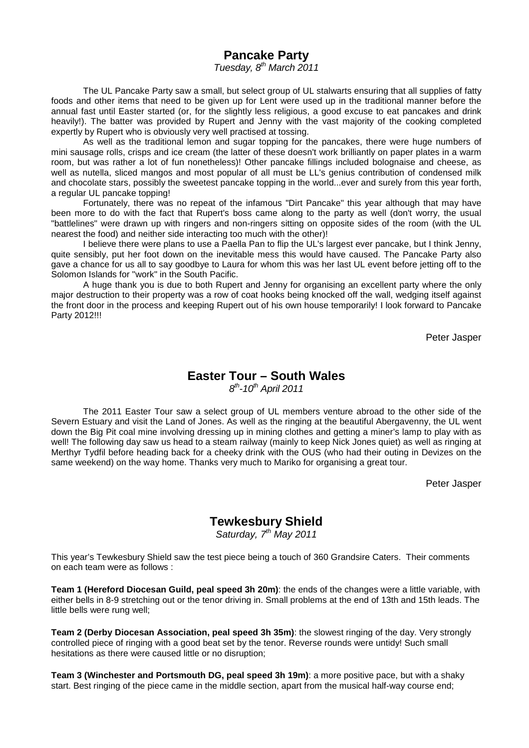## Pancake Party

*Tuesday, 8th March 2011*

The UL Pancake Party saw a small, but select group of UL stalwarts ensuring that all supplies of fatty foods and other items that need to be given up for Lent were used up in the traditional manner before the annual fast until Easter started (or, for the slightly less religious, a good excuse to eat pancakes and drink heavily!). The batter was provided by Rupert and Jenny with the vast majority of the cooking completed expertly by Rupert who is obviously very well practised at tossing.

As well as the traditional lemon and sugar topping for the pancakes, there were huge numbers of mini sausage rolls, crisps and ice cream (the latter of these doesn't work brilliantly on paper plates in a warm room, but was rather a lot of fun nonetheless)! Other pancake fillings included bolognaise and cheese, as well as nutella, sliced mangos and most popular of all must be LL's genius contribution of condensed milk and chocolate stars, possibly the sweetest pancake topping in the world...ever and surely from this year forth, a regular UL pancake topping!

Fortunately, there was no repeat of the infamous "Dirt Pancake" this year although that may have been more to do with the fact that Rupert's boss came along to the party as well (don't worry, the usual "battlelines" were drawn up with ringers and non-ringers sitting on opposite sides of the room (with the UL nearest the food) and neither side interacting too much with the other)!

I believe there were plans to use a Paella Pan to flip the UL's largest ever pancake, but I think Jenny, quite sensibly, put her foot down on the inevitable mess this would have caused. The Pancake Party also gave a chance for us all to say goodbye to Laura for whom this was her last UL event before jetting off to the Solomon Islands for "work" in the South Pacific.

A huge thank you is due to both Rupert and Jenny for organising an excellent party where the only major destruction to their property was a row of coat hooks being knocked off the wall, wedging itself against the front door in the process and keeping Rupert out of his own house temporarily! I look forward to Pancake Party 2012!!!

Peter Jasper

## Easter Tour – South Wales

*8th-10th April 2011*

The 2011 Easter Tour saw a select group of UL members venture abroad to the other side of the Severn Estuary and visit the Land of Jones. As well as the ringing at the beautiful Abergavenny, the UL went down the Big Pit coal mine involving dressing up in mining clothes and getting a miner's lamp to play with as well! The following day saw us head to a steam railway (mainly to keep Nick Jones quiet) as well as ringing at Merthyr Tydfil before heading back for a cheeky drink with the OUS (who had their outing in Devizes on the same weekend) on the way home. Thanks very much to Mariko for organising a great tour.

Peter Jasper

## Tewkesbury Shield

*Saturday, 7th May 2011*

This year's Tewkesbury Shield saw the test piece being a touch of 360 Grandsire Caters. Their comments on each team were as follows :

**Team 1 (Hereford Diocesan Guild, peal speed 3h 20m)**: the ends of the changes were a little variable, with either bells in 8-9 stretching out or the tenor driving in. Small problems at the end of 13th and 15th leads. The little bells were rung well;

**Team 2 (Derby Diocesan Association, peal speed 3h 35m)**: the slowest ringing of the day. Very strongly controlled piece of ringing with a good beat set by the tenor. Reverse rounds were untidy! Such small hesitations as there were caused little or no disruption;

**Team 3 (Winchester and Portsmouth DG, peal speed 3h 19m)**: a more positive pace, but with a shaky start. Best ringing of the piece came in the middle section, apart from the musical half-way course end;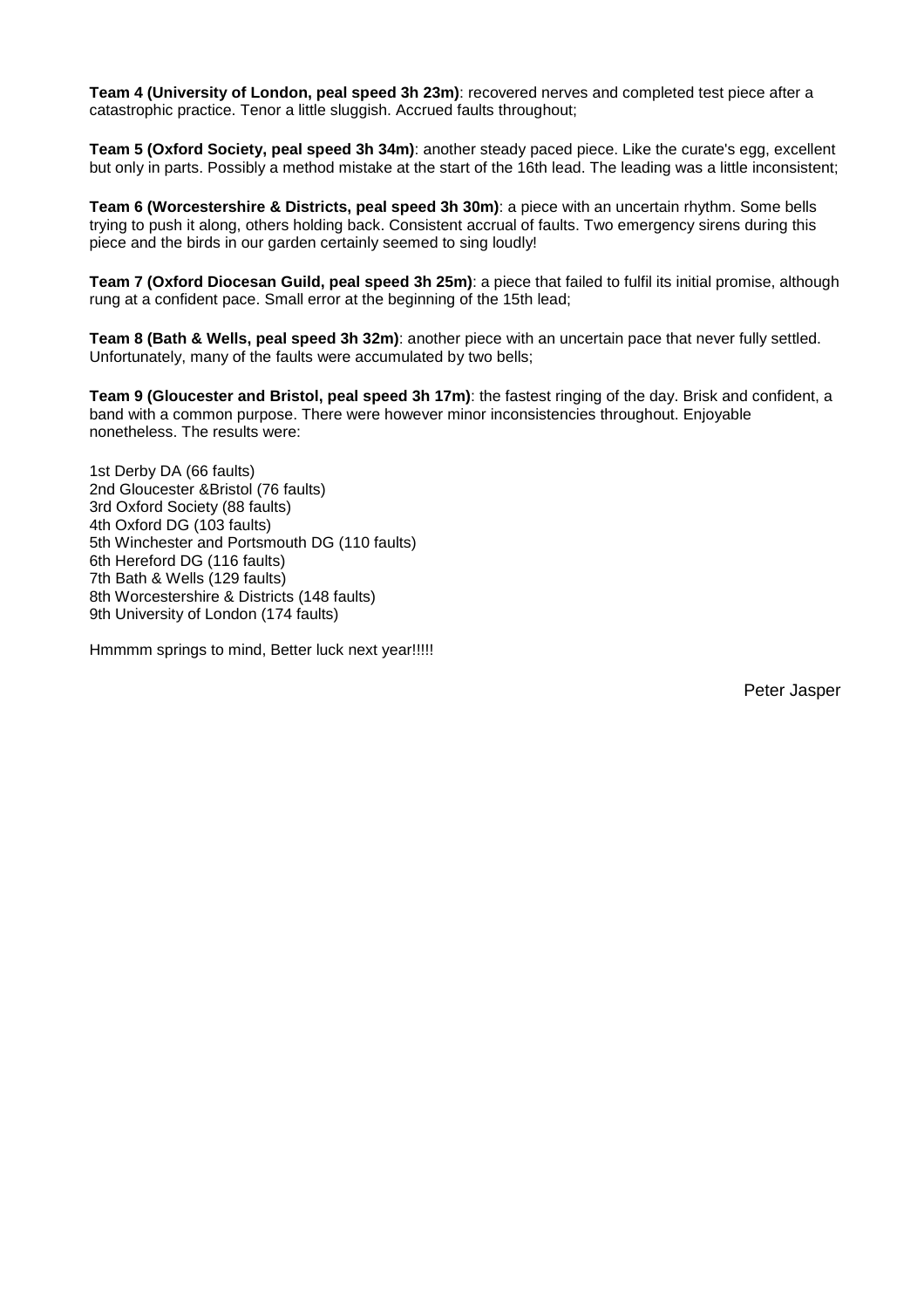**Team 4 (University of London, peal speed 3h 23m)**: recovered nerves and completed test piece after a catastrophic practice. Tenor a little sluggish. Accrued faults throughout;

**Team 5 (Oxford Society, peal speed 3h 34m)**: another steady paced piece. Like the curate's egg, excellent but only in parts. Possibly a method mistake at the start of the 16th lead. The leading was a little inconsistent;

**Team 6 (Worcestershire & Districts, peal speed 3h 30m)**: a piece with an uncertain rhythm. Some bells trying to push it along, others holding back. Consistent accrual of faults. Two emergency sirens during this piece and the birds in our garden certainly seemed to sing loudly!

**Team 7 (Oxford Diocesan Guild, peal speed 3h 25m)**: a piece that failed to fulfil its initial promise, although rung at a confident pace. Small error at the beginning of the 15th lead;

**Team 8 (Bath & Wells, peal speed 3h 32m)**: another piece with an uncertain pace that never fully settled. Unfortunately, many of the faults were accumulated by two bells;

**Team 9 (Gloucester and Bristol, peal speed 3h 17m)**: the fastest ringing of the day. Brisk and confident, a band with a common purpose. There were however minor inconsistencies throughout. Enjoyable nonetheless. The results were:

1st Derby DA (66 faults)
2nd Gloucester &Bristol (76 faults)
3rd Oxford Society (88 faults)
4th Oxford DG (103 faults)
5th Winchester and Portsmouth DG (110 faults)
6th Hereford DG (116 faults)
7th Bath & Wells (129 faults)
8th Worcestershire & Districts (148 faults)
9th University of London (174 faults)

Hmmmm springs to mind, Better luck next year!!!!!

Peter Jasper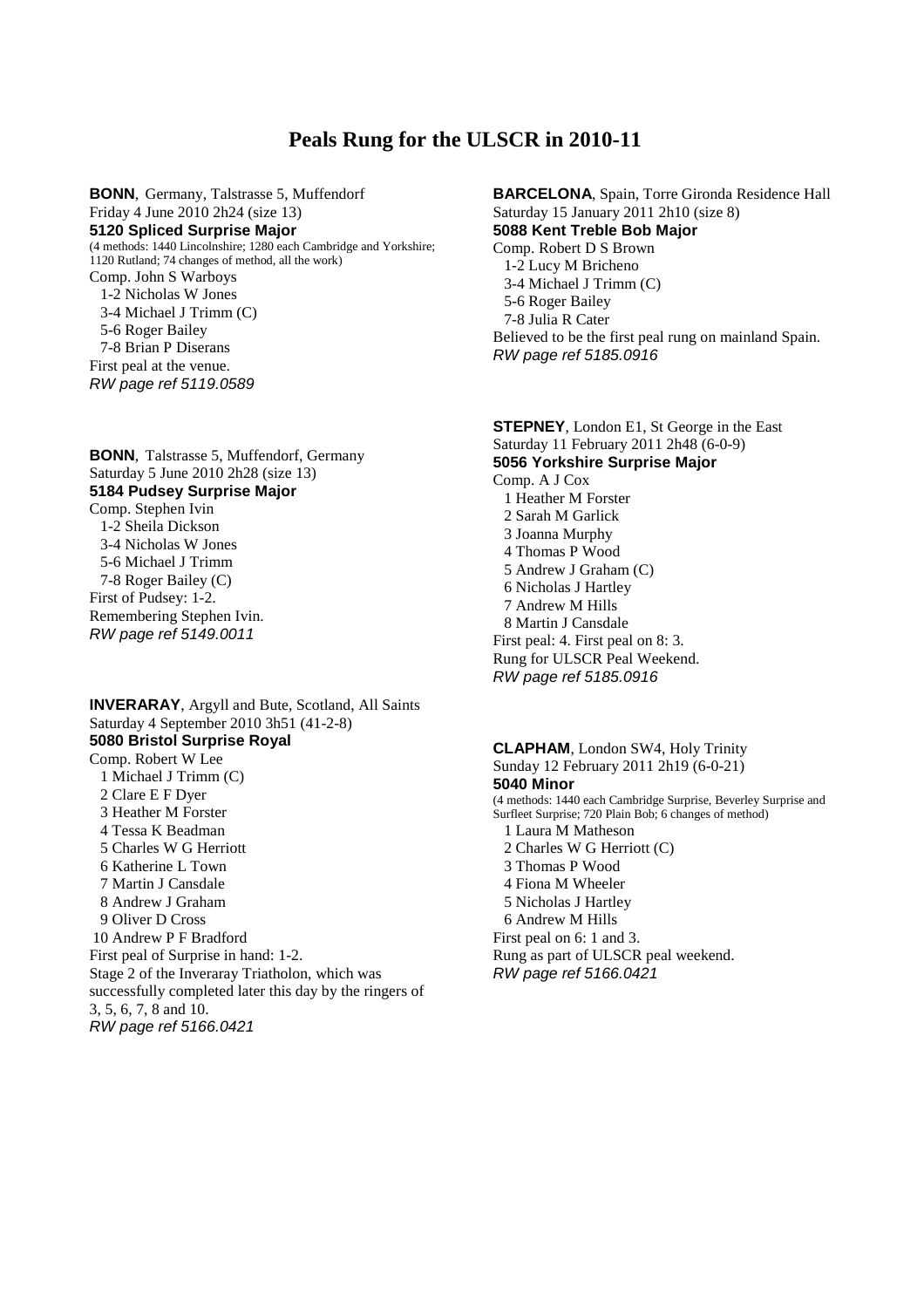# Peals Rung for the ULSCR in 2010-11

**BONN**, Germany, Talstrasse 5, Muffendorf
Friday 4 June 2010 2h24 (size 13)
**5120 Spliced Surprise Major**
(4 methods: 1440 Lincolnshire; 1280 each Cambridge and Yorkshire; 1120 Rutland; 74 changes of method, all the work)
Comp. John S Warboys
1-2 Nicholas W Jones
3-4 Michael J Trimm (C)
5-6 Roger Bailey
7-8 Brian P Diserans
First peal at the venue.
*RW page ref 5119.0589*

**BONN**, Talstrasse 5, Muffendorf, Germany
Saturday 5 June 2010 2h28 (size 13)
**5184 Pudsey Surprise Major**
Comp. Stephen Ivin
1-2 Sheila Dickson
3-4 Nicholas W Jones
5-6 Michael J Trimm
7-8 Roger Bailey (C)
First of Pudsey: 1-2.
Remembering Stephen Ivin.
*RW page ref 5149.0011*

**INVERARAY**, Argyll and Bute, Scotland, All Saints
Saturday 4 September 2010 3h51 (41-2-8)
**5080 Bristol Surprise Royal**
Comp. Robert W Lee
1 Michael J Trimm (C)
2 Clare E F Dyer
3 Heather M Forster
4 Tessa K Beadman
5 Charles W G Herriott
6 Katherine L Town
7 Martin J Cansdale
8 Andrew J Graham
9 Oliver D Cross
10 Andrew P F Bradford
First peal of Surprise in hand: 1-2.
Stage 2 of the Inveraray Triatholon, which was successfully completed later this day by the ringers of 3, 5, 6, 7, 8 and 10.
*RW page ref 5166.0421*

**BARCELONA**, Spain, Torre Gironda Residence Hall
Saturday 15 January 2011 2h10 (size 8)
**5088 Kent Treble Bob Major**
Comp. Robert D S Brown
1-2 Lucy M Bricheno
3-4 Michael J Trimm (C)
5-6 Roger Bailey
7-8 Julia R Cater
Believed to be the first peal rung on mainland Spain.
*RW page ref 5185.0916*

**STEPNEY**, London E1, St George in the East
Saturday 11 February 2011 2h48 (6-0-9)
**5056 Yorkshire Surprise Major**
Comp. A J Cox
1 Heather M Forster
2 Sarah M Garlick
3 Joanna Murphy
4 Thomas P Wood
5 Andrew J Graham (C)
6 Nicholas J Hartley
7 Andrew M Hills
8 Martin J Cansdale
First peal: 4. First peal on 8: 3.
Rung for ULSCR Peal Weekend.
*RW page ref 5185.0916*

**CLAPHAM**, London SW4, Holy Trinity
Sunday 12 February 2011 2h19 (6-0-21)
**5040 Minor**
(4 methods: 1440 each Cambridge Surprise, Beverley Surprise and Surfleet Surprise; 720 Plain Bob; 6 changes of method)
1 Laura M Matheson
2 Charles W G Herriott (C)
3 Thomas P Wood
4 Fiona M Wheeler
5 Nicholas J Hartley
6 Andrew M Hills
First peal on 6: 1 and 3.
Rung as part of ULSCR peal weekend.
*RW page ref 5166.0421*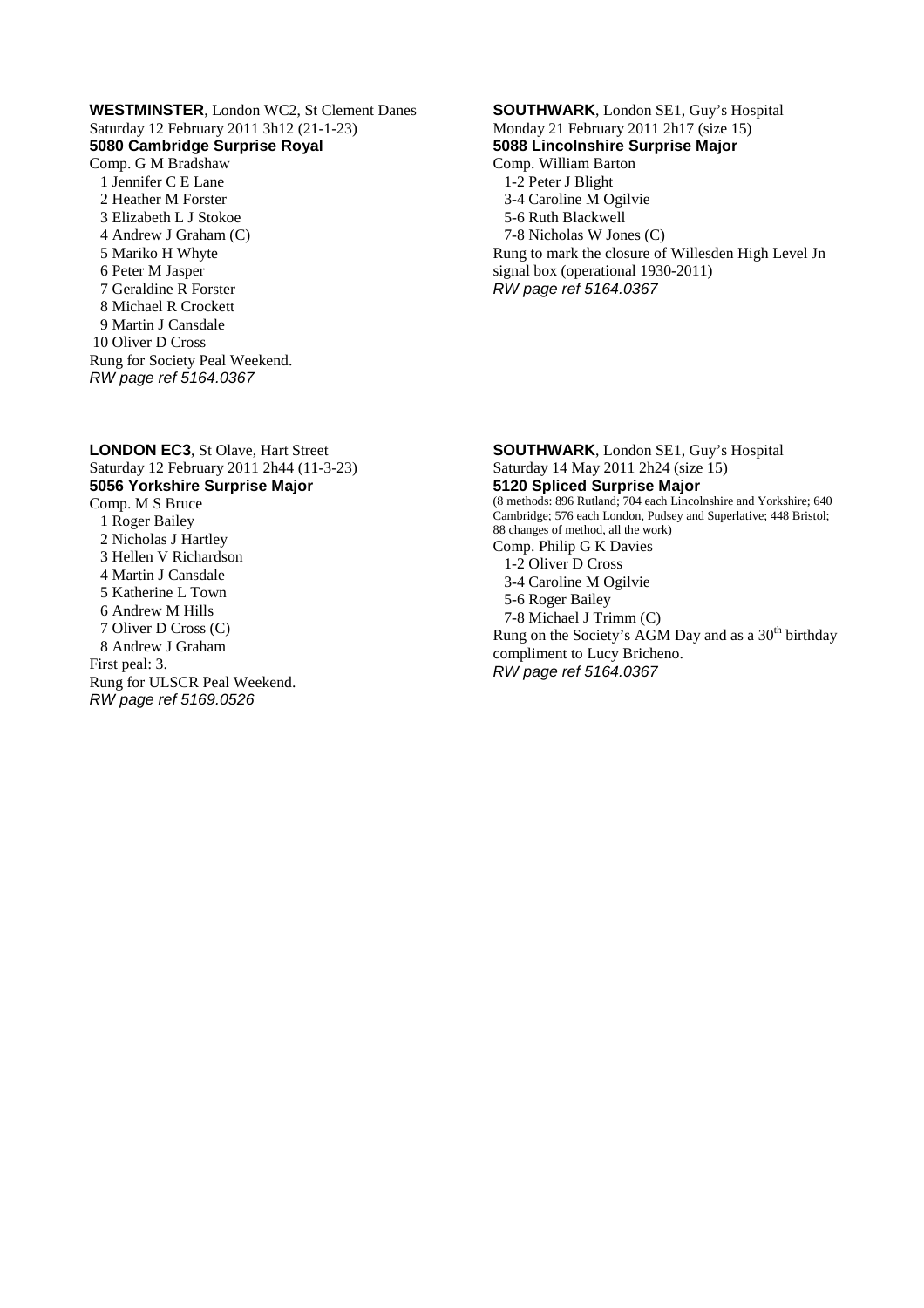**WESTMINSTER**, London WC2, St Clement Danes
Saturday 12 February 2011 3h12 (21-1-23)
**5080 Cambridge Surprise Royal**
Comp. G M Bradshaw
1 Jennifer C E Lane
2 Heather M Forster
3 Elizabeth L J Stokoe
4 Andrew J Graham (C)
5 Mariko H Whyte
6 Peter M Jasper
7 Geraldine R Forster
8 Michael R Crockett
9 Martin J Cansdale
10 Oliver D Cross
Rung for Society Peal Weekend.
*RW page ref 5164.0367*

**SOUTHWARK**, London SE1, Guy's Hospital
Monday 21 February 2011 2h17 (size 15)
**5088 Lincolnshire Surprise Major**
Comp. William Barton
1-2 Peter J Blight
3-4 Caroline M Ogilvie
5-6 Ruth Blackwell
7-8 Nicholas W Jones (C)
Rung to mark the closure of Willesden High Level Jn signal box (operational 1930-2011)
*RW page ref 5164.0367*

**LONDON EC3**, St Olave, Hart Street
Saturday 12 February 2011 2h44 (11-3-23)
**5056 Yorkshire Surprise Major**
Comp. M S Bruce
1 Roger Bailey
2 Nicholas J Hartley
3 Hellen V Richardson
4 Martin J Cansdale
5 Katherine L Town
6 Andrew M Hills
7 Oliver D Cross (C)
8 Andrew J Graham
First peal: 3.
Rung for ULSCR Peal Weekend.
*RW page ref 5169.0526*

**SOUTHWARK**, London SE1, Guy's Hospital
Saturday 14 May 2011 2h24 (size 15)
**5120 Spliced Surprise Major**
(8 methods: 896 Rutland; 704 each Lincolnshire and Yorkshire; 640 Cambridge; 576 each London, Pudsey and Superlative; 448 Bristol; 88 changes of method, all the work)
Comp. Philip G K Davies
1-2 Oliver D Cross
3-4 Caroline M Ogilvie
5-6 Roger Bailey
7-8 Michael J Trimm (C)
Rung on the Society's AGM Day and as a 30th birthday compliment to Lucy Bricheno.
*RW page ref 5164.0367*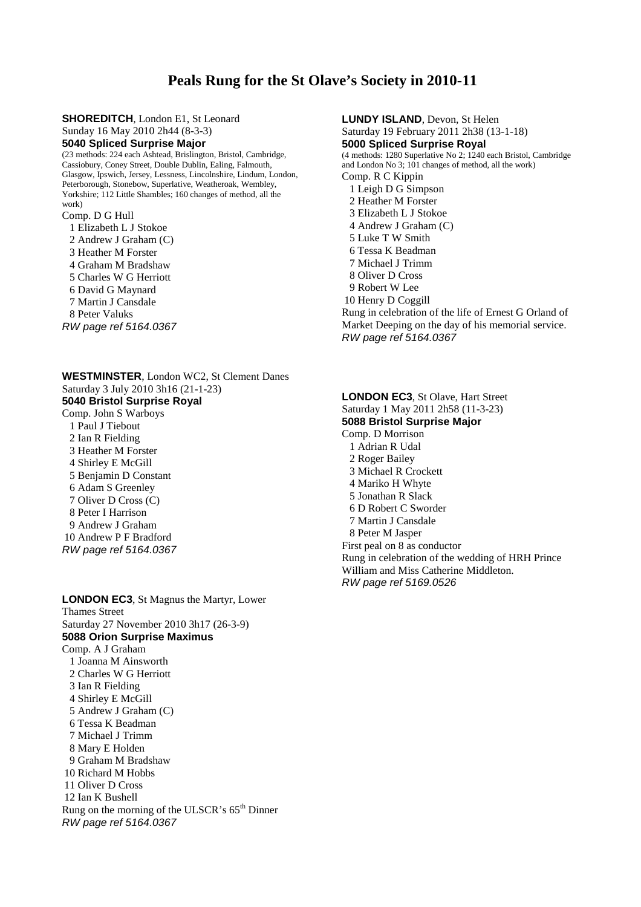# Peals Rung for the St Olave's Society in 2010-11

**SHOREDITCH**, London E1, St Leonard
Sunday 16 May 2010 2h44 (8-3-3)
**5040 Spliced Surprise Major**
(23 methods: 224 each Ashtead, Brislington, Bristol, Cambridge, Cassiobury, Coney Street, Double Dublin, Ealing, Falmouth, Glasgow, Ipswich, Jersey, Lessness, Lincolnshire, Lindum, London, Peterborough, Stonebow, Superlative, Weatheroak, Wembley, Yorkshire; 112 Little Shambles; 160 changes of method, all the work)
Comp. D G Hull
1 Elizabeth L J Stokoe
2 Andrew J Graham (C)
3 Heather M Forster
4 Graham M Bradshaw
5 Charles W G Herriott
6 David G Maynard
7 Martin J Cansdale
8 Peter Valuks
*RW page ref 5164.0367*

**WESTMINSTER**, London WC2, St Clement Danes
Saturday 3 July 2010 3h16 (21-1-23)
**5040 Bristol Surprise Royal**
Comp. John S Warboys
1 Paul J Tiebout
2 Ian R Fielding
3 Heather M Forster
4 Shirley E McGill
5 Benjamin D Constant
6 Adam S Greenley
7 Oliver D Cross (C)
8 Peter I Harrison
9 Andrew J Graham
10 Andrew P F Bradford
*RW page ref 5164.0367*

**LONDON EC3**, St Magnus the Martyr, Lower Thames Street
Saturday 27 November 2010 3h17 (26-3-9)
**5088 Orion Surprise Maximus**
Comp. A J Graham
1 Joanna M Ainsworth
2 Charles W G Herriott
3 Ian R Fielding
4 Shirley E McGill
5 Andrew J Graham (C)
6 Tessa K Beadman
7 Michael J Trimm
8 Mary E Holden
9 Graham M Bradshaw
10 Richard M Hobbs
11 Oliver D Cross
12 Ian K Bushell
Rung on the morning of the ULSCR's 65th Dinner
*RW page ref 5164.0367*

**LUNDY ISLAND**, Devon, St Helen
Saturday 19 February 2011 2h38 (13-1-18)
**5000 Spliced Surprise Royal**
(4 methods: 1280 Superlative No 2; 1240 each Bristol, Cambridge and London No 3; 101 changes of method, all the work)
Comp. R C Kippin
1 Leigh D G Simpson
2 Heather M Forster
3 Elizabeth L J Stokoe
4 Andrew J Graham (C)
5 Luke T W Smith
6 Tessa K Beadman
7 Michael J Trimm
8 Oliver D Cross
9 Robert W Lee
10 Henry D Coggill
Rung in celebration of the life of Ernest G Orland of Market Deeping on the day of his memorial service.
*RW page ref 5164.0367*

**LONDON EC3**, St Olave, Hart Street
Saturday 1 May 2011 2h58 (11-3-23)
**5088 Bristol Surprise Major**
Comp. D Morrison
1 Adrian R Udal
2 Roger Bailey
3 Michael R Crockett
4 Mariko H Whyte
5 Jonathan R Slack
6 D Robert C Sworder
7 Martin J Cansdale
8 Peter M Jasper
First peal on 8 as conductor
Rung in celebration of the wedding of HRH Prince William and Miss Catherine Middleton.
*RW page ref 5169.0526*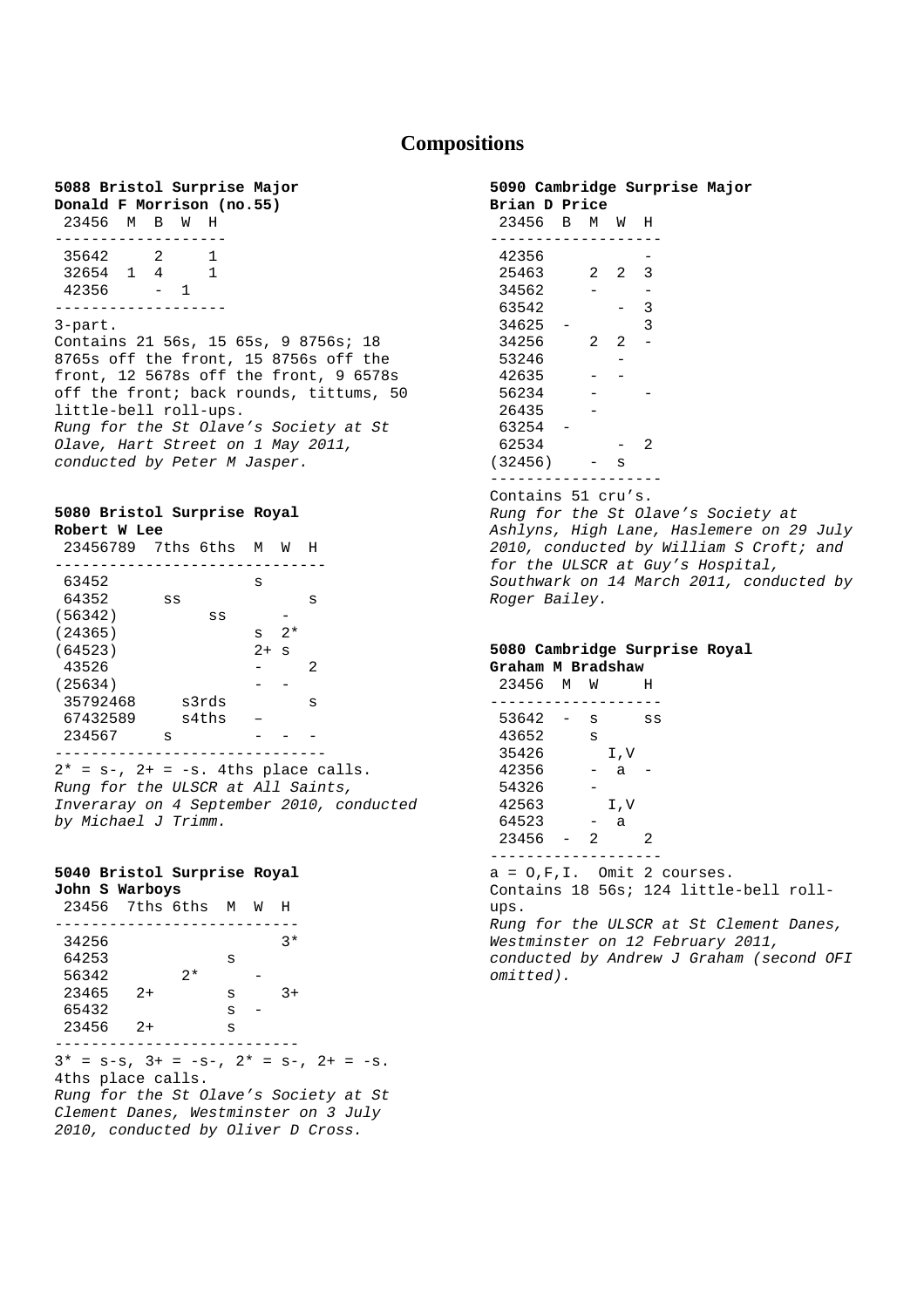# Compositions

**5088 Bristol Surprise Major**
**Donald F Morrison (no.55)**

| 23456 | M | B | W | H |
|---|---|---|---|---|
| 35642 | | 2 | | 1 |
| 32654 | 1 | 4 | | 1 |
| 42356 | | - | 1 | |

3-part.
Contains 21 56s, 15 65s, 9 8756s; 18 8765s off the front, 15 8756s off the front, 12 5678s off the front, 9 6578s off the front; back rounds, tittums, 50 little-bell roll-ups.
*Rung for the St Olave's Society at St Olave, Hart Street on 1 May 2011, conducted by Peter M Jasper.*

**5080 Bristol Surprise Royal**
**Robert W Lee**

| 23456789 | 7ths | 6ths | M | W | H |
|---|---|---|---|---|---|
| 63452 | | | s | | |
| 64352 | ss | | | | s |
| (56342) | | ss | | - | |
| (24365) | | | s | 2* | |
| (64523) | | | 2+ | s | |
| 43526 | | | - | | 2 |
| (25634) | | | - | - | |
| 35792468 | | s3rds | | | s |
| 67432589 | | s4ths | – | | |
| 234567 | s | | - | - | - |

2* = s-, 2+ = -s. 4ths place calls.
*Rung for the ULSCR at All Saints, Inveraray on 4 September 2010, conducted by Michael J Trimm.*

**5040 Bristol Surprise Royal**
**John S Warboys**

| 23456 | 7ths | 6ths | M | W | H |
|---|---|---|---|---|---|
| 34256 | | | | | 3* |
| 64253 | | | s | | |
| 56342 | | 2* | | - | |
| 23465 | 2+ | | s | | 3+ |
| 65432 | | | s | - | |
| 23456 | 2+ | | s | | |

3* = s-s, 3+ = -s-, 2* = s-, 2+ = -s.
4ths place calls.
*Rung for the St Olave's Society at St Clement Danes, Westminster on 3 July 2010, conducted by Oliver D Cross.*

**5090 Cambridge Surprise Major**
**Brian D Price**

| 23456 | B | M | W | H |
|---|---|---|---|---|
| 42356 | | | | - |
| 25463 | | 2 | 2 | 3 |
| 34562 | | - | | - |
| 63542 | | | - | 3 |
| 34625 | - | | | 3 |
| 34256 | | 2 | 2 | - |
| 53246 | | | - | |
| 42635 | | - | - | |
| 56234 | | - | | - |
| 26435 | | - | | |
| 63254 | - | | | |
| 62534 | | | - | 2 |
| (32456) | | - | s | |

Contains 51 cru's.
*Rung for the St Olave's Society at Ashlyns, High Lane, Haslemere on 29 July 2010, conducted by William S Croft; and for the ULSCR at Guy's Hospital, Southwark on 14 March 2011, conducted by Roger Bailey.*

**5080 Cambridge Surprise Royal**
**Graham M Bradshaw**

| 23456 | M | W | H |
|---|---|---|---|
| 53642 | - | s | ss |
| 43652 | | s | |
| 35426 | | I,V | |
| 42356 | | - a | - |
| 54326 | | - | |
| 42563 | | I,V | |
| 64523 | | - a | |
| 23456 | - | 2 | 2 |

a = O,F,I. Omit 2 courses.
Contains 18 56s; 124 little-bell roll-ups.
*Rung for the ULSCR at St Clement Danes, Westminster on 12 February 2011, conducted by Andrew J Graham (second OFI omitted).*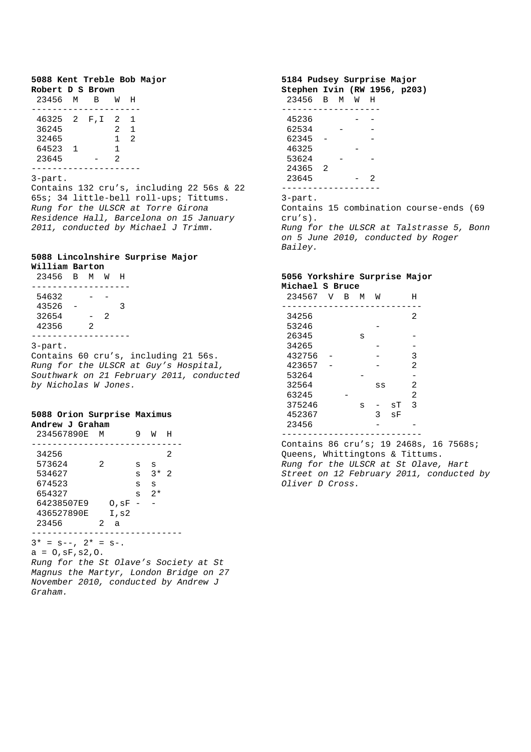**5088 Kent Treble Bob Major**
**Robert D S Brown**

| 23456 | M | B | W | H |
|---|---|---|---|---|
| 46325 | 2 | F,I | 2 | 1 |
| 36245 | | | 2 | 1 |
| 32465 | | | 1 | 2 |
| 64523 | 1 | | 1 | |
| 23645 | | - | 2 | |

3-part.
Contains 132 cru's, including 22 56s & 22 65s; 34 little-bell roll-ups; Tittums.
*Rung for the ULSCR at Torre Girona Residence Hall, Barcelona on 15 January 2011, conducted by Michael J Trimm.*

**5088 Lincolnshire Surprise Major**
**William Barton**

| 23456 | B | M | W | H |
|---|---|---|---|---|
| 54632 | | - | - | |
| 43526 | - | | | 3 |
| 32654 | | - | 2 | |
| 42356 | | 2 | | |

3-part.
Contains 60 cru's, including 21 56s.
*Rung for the ULSCR at Guy's Hospital, Southwark on 21 February 2011, conducted by Nicholas W Jones.*

**5088 Orion Surprise Maximus**
**Andrew J Graham**

| 234567890E | M | 9 | W | H |
|---|---|---|---|---|
| 34256 | | | | 2 |
| 573624 | 2 | s | s | |
| 534627 | | s | 3* | 2 |
| 674523 | | s | s | |
| 654327 | | s | 2* | |
| 64238507E9 | O,sF | - | - | |
| 436527890E | I,s2 | | | |
| 23456 | 2 a | | | |

3* = s--, 2* = s-.
a = O,sF,s2,O.
*Rung for the St Olave's Society at St Magnus the Martyr, London Bridge on 27 November 2010, conducted by Andrew J Graham.*

**5184 Pudsey Surprise Major**
**Stephen Ivin (RW 1956, p203)**

| 23456 | B | M | W | H |
|---|---|---|---|---|
| 45236 | | | - | - |
| 62534 | | - | | - |
| 62345 | - | | | - |
| 46325 | | | - | |
| 53624 | | - | | - |
| 24365 | 2 | | | |
| 23645 | | | - | 2 |

3-part.
Contains 15 combination course-ends (69 cru's).
*Rung for the ULSCR at Talstrasse 5, Bonn on 5 June 2010, conducted by Roger Bailey.*

**5056 Yorkshire Surprise Major**
**Michael S Bruce**

| 234567 | V | B | M | W | | H |
|---|---|---|---|---|---|---|
| 34256 | | | | | | 2 |
| 53246 | | | | - | | |
| 26345 | | | s | | | - |
| 34265 | | | | - | | - |
| 432756 | - | | | - | | 3 |
| 423657 | - | | | - | | 2 |
| 53264 | | | - | | | - |
| 32564 | | | | ss | | 2 |
| 63245 | | - | | | | 2 |
| 375246 | | | s | - | sT | 3 |
| 452367 | | | | 3 | sF | |
| 23456 | | | | - | | - |

Contains 86 cru's; 19 2468s, 16 7568s; Queens, Whittingtons & Tittums.
*Rung for the ULSCR at St Olave, Hart Street on 12 February 2011, conducted by Oliver D Cross.*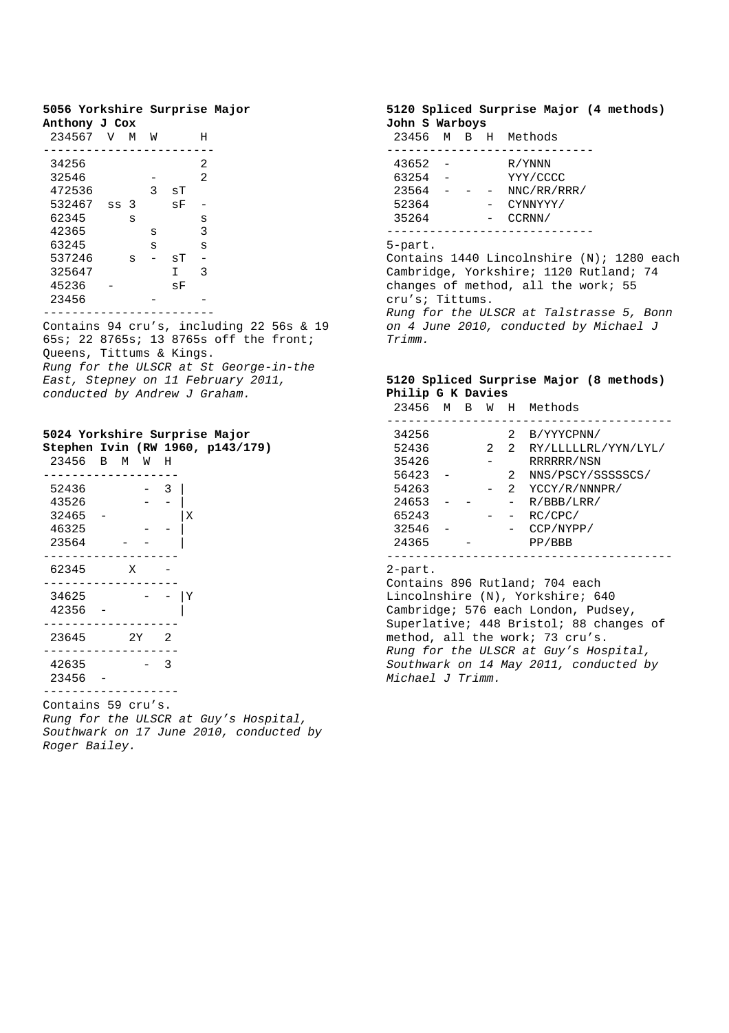**5056 Yorkshire Surprise Major**
**Anthony J Cox**

| 234567 | V | M | W | | H |
|---|---|---|---|---|---|
| 34256 | | | | | 2 |
| 32546 | | | - | | 2 |
| 472536 | | | 3 | sT | |
| 532467 | ss | 3 | | sF | - |
| 62345 | | s | | | s |
| 42365 | | | s | | 3 |
| 63245 | | | s | | s |
| 537246 | | s | - | sT | - |
| 325647 | | | | I | 3 |
| 45236 | | - | | sF | |
| 23456 | | | - | | - |

Contains 94 cru's, including 22 56s & 19 65s; 22 8765s; 13 8765s off the front; Queens, Tittums & Kings.

*Rung for the ULSCR at St George-in-the East, Stepney on 11 February 2011, conducted by Andrew J Graham.*

**5024 Yorkshire Surprise Major**
**Stephen Ivin (RW 1960, p143/179)**

| 23456 | B | M | W | H | |
|---|---|---|---|---|---|
| 52436 | | | - | 3 | |
| 43526 | | | - | - | |
| 32465 | - | | | | X |
| 46325 | | | - | - | |
| 23564 | | - | - | | |
| 62345 | | X | | - | |
| 34625 | | | - | - | Y |
| 42356 | - | | | | |
| 23645 | | 2Y | | 2 | |
| 42635 | | | - | 3 | |
| 23456 | - | | | | |

Contains 59 cru's.

*Rung for the ULSCR at Guy's Hospital, Southwark on 17 June 2010, conducted by Roger Bailey.*

**5120 Spliced Surprise Major (4 methods)**
**John S Warboys**

| 23456 | M | B | H | Methods |
|---|---|---|---|---|
| 43652 | - | | | R/YNNN |
| 63254 | - | | | YYY/CCCC |
| 23564 | - | - | - | NNC/RR/RRR/ |
| 52364 | | | - | CYNNYYY/ |
| 35264 | | | - | CCRNN/ |

5-part.

Contains 1440 Lincolnshire (N); 1280 each Cambridge, Yorkshire; 1120 Rutland; 74 changes of method, all the work; 55 cru's; Tittums.

*Rung for the ULSCR at Talstrasse 5, Bonn on 4 June 2010, conducted by Michael J Trimm.*

**5120 Spliced Surprise Major (8 methods)**
**Philip G K Davies**

| 23456 | M | B | W | H | Methods |
|---|---|---|---|---|---|
| 34256 | | | | 2 | B/YYYCPNN/ |
| 52436 | | | 2 | 2 | RY/LLLLLRL/YYN/LYL/ |
| 35426 | | | - | | RRRRRR/NSN |
| 56423 | - | | | 2 | NNS/PSCY/SSSSSCS/ |
| 54263 | | | - | 2 | YCCY/R/NNNPR/ |
| 24653 | - | - | | - | R/BBB/LRR/ |
| 65243 | | | - | - | RC/CPC/ |
| 32546 | - | | | - | CCP/NYPP/ |
| 24365 | | - | | | PP/BBB |

2-part.

Contains 896 Rutland; 704 each Lincolnshire (N), Yorkshire; 640 Cambridge; 576 each London, Pudsey, Superlative; 448 Bristol; 88 changes of method, all the work; 73 cru's.

*Rung for the ULSCR at Guy's Hospital, Southwark on 14 May 2011, conducted by Michael J Trimm.*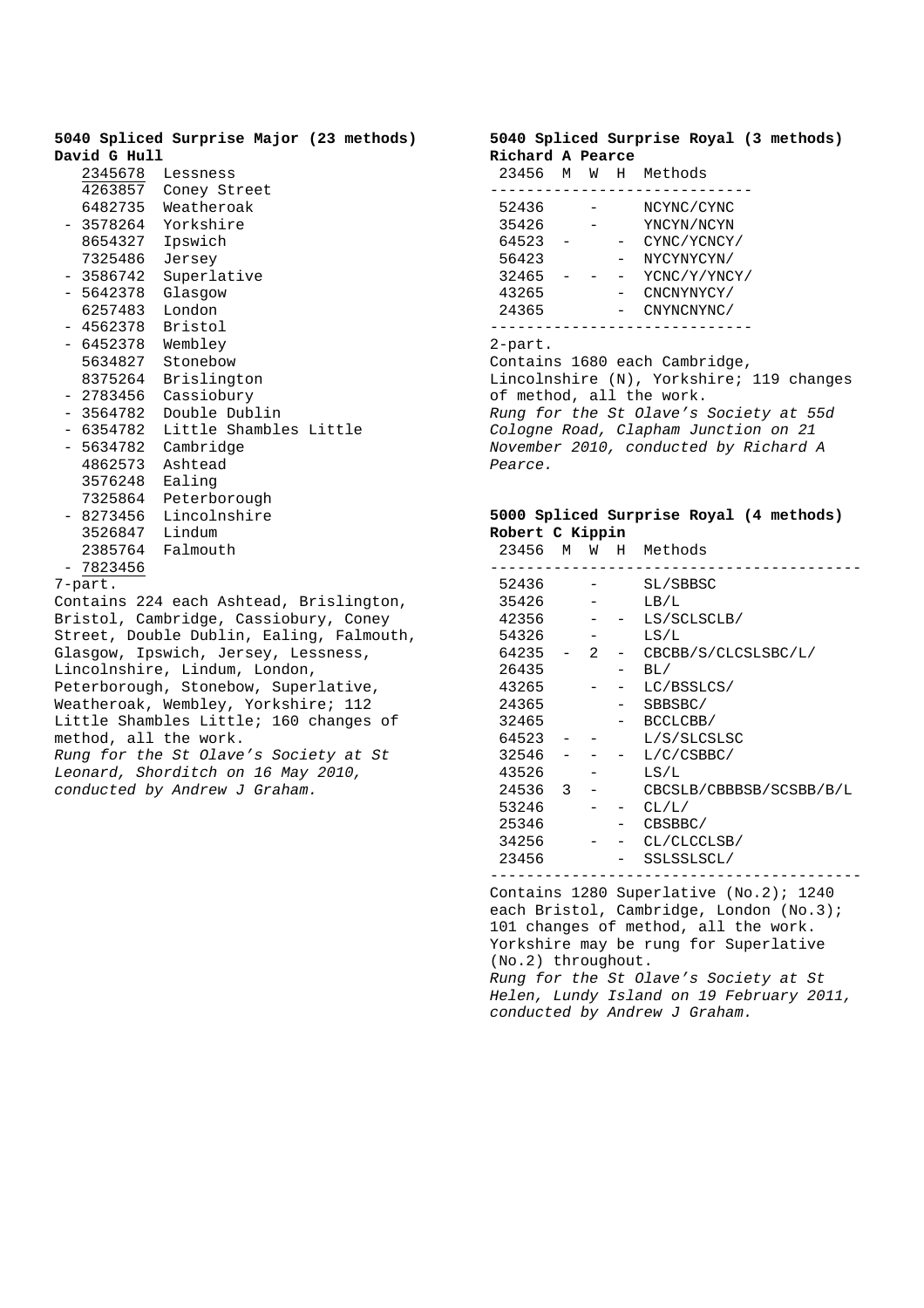**5040 Spliced Surprise Major (23 methods)**
**David G Hull**

```
   2345678  Lessness
   4263857  Coney Street
   6482735  Weatheroak
 - 3578264  Yorkshire
   8654327  Ipswich
   7325486  Jersey
 - 3586742  Superlative
 - 5642378  Glasgow
   6257483  London
 - 4562378  Bristol
 - 6452378  Wembley
   5634827  Stonebow
   8375264  Brislington
 - 2783456  Cassiobury
 - 3564782  Double Dublin
 - 6354782  Little Shambles Little
 - 5634782  Cambridge
   4862573  Ashtead
   3576248  Ealing
   7325864  Peterborough
 - 8273456  Lincolnshire
   3526847  Lindum
   2385764  Falmouth
 - 7823456
```

7-part.
Contains 224 each Ashtead, Brislington, Bristol, Cambridge, Cassiobury, Coney Street, Double Dublin, Ealing, Falmouth, Glasgow, Ipswich, Jersey, Lessness, Lincolnshire, Lindum, London, Peterborough, Stonebow, Superlative, Weatheroak, Wembley, Yorkshire; 112 Little Shambles Little; 160 changes of method, all the work.
*Rung for the St Olave's Society at St Leonard, Shorditch on 16 May 2010, conducted by Andrew J Graham.*

**5040 Spliced Surprise Royal (3 methods)**
**Richard A Pearce**

| 23456 | M | W | H | Methods |
|---|---|---|---|---|
| 52436 | | - | | NCYNC/CYNC |
| 35426 | | - | | YNCYN/NCYN |
| 64523 | - | | - | CYNC/YCNCY/ |
| 56423 | | | - | NYCYNYCYN/ |
| 32465 | - | - | - | YCNC/Y/YNCY/ |
| 43265 | | | - | CNCNYNYCY/ |
| 24365 | | | - | CNYNCNYNC/ |

2-part.
Contains 1680 each Cambridge, Lincolnshire (N), Yorkshire; 119 changes of method, all the work.
*Rung for the St Olave's Society at 55d Cologne Road, Clapham Junction on 21 November 2010, conducted by Richard A Pearce.*

**5000 Spliced Surprise Royal (4 methods)**
**Robert C Kippin**

| 23456 | M | W | H | Methods |
|---|---|---|---|---|
| 52436 | | - | | SL/SBBSC |
| 35426 | | - | | LB/L |
| 42356 | | - | - | LS/SCLSCLB/ |
| 54326 | | - | | LS/L |
| 64235 | - | 2 | - | CBCBB/S/CLCSLSBC/L/ |
| 26435 | | | - | BL/ |
| 43265 | | - | - | LC/BSSLCS/ |
| 24365 | | | - | SBBSBC/ |
| 32465 | | | - | BCCLCBB/ |
| 64523 | - | - | | L/S/SLCSLSC |
| 32546 | - | - | - | L/C/CSBBC/ |
| 43526 | | - | | LS/L |
| 24536 | 3 | - | | CBCSLB/CBBBSB/SCSBB/B/L |
| 53246 | | - | - | CL/L/ |
| 25346 | | | - | CBSBBC/ |
| 34256 | | - | - | CL/CLCCLSB/ |
| 23456 | | | - | SSLSSLSCL/ |

Contains 1280 Superlative (No.2); 1240 each Bristol, Cambridge, London (No.3); 101 changes of method, all the work.
Yorkshire may be rung for Superlative (No.2) throughout.
*Rung for the St Olave's Society at St Helen, Lundy Island on 19 February 2011, conducted by Andrew J Graham.*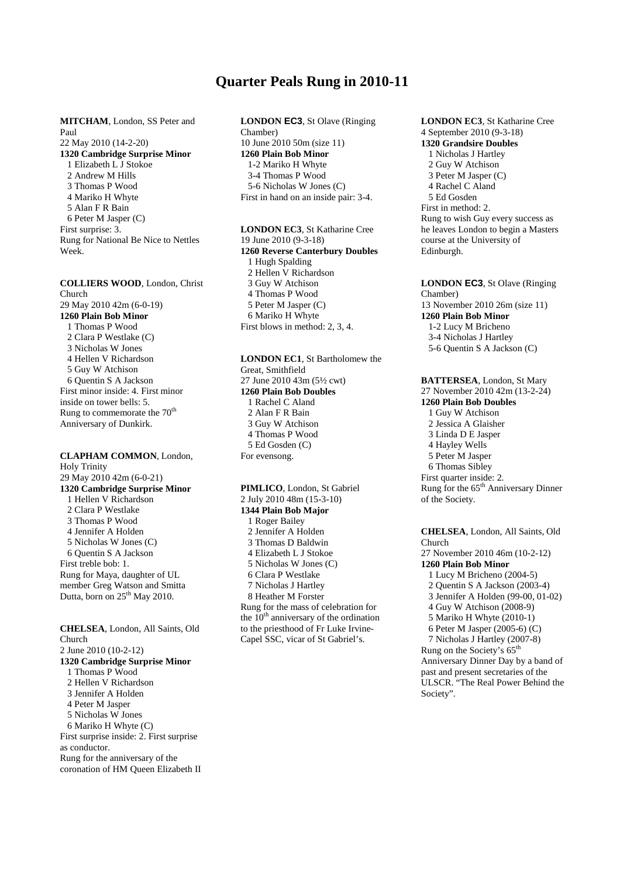# Quarter Peals Rung in 2010-11

**MITCHAM**, London, SS Peter and Paul
22 May 2010 (14-2-20)
**1320 Cambridge Surprise Minor**
1 Elizabeth L J Stokoe
2 Andrew M Hills
3 Thomas P Wood
4 Mariko H Whyte
5 Alan F R Bain
6 Peter M Jasper (C)
First surprise: 3.
Rung for National Be Nice to Nettles Week.

**COLLIERS WOOD**, London, Christ Church
29 May 2010 42m (6-0-19)
**1260 Plain Bob Minor**
1 Thomas P Wood
2 Clara P Westlake (C)
3 Nicholas W Jones
4 Hellen V Richardson
5 Guy W Atchison
6 Quentin S A Jackson
First minor inside: 4. First minor inside on tower bells: 5.
Rung to commemorate the 70th Anniversary of Dunkirk.

**CLAPHAM COMMON**, London, Holy Trinity
29 May 2010 42m (6-0-21)
**1320 Cambridge Surprise Minor**
1 Hellen V Richardson
2 Clara P Westlake
3 Thomas P Wood
4 Jennifer A Holden
5 Nicholas W Jones (C)
6 Quentin S A Jackson
First treble bob: 1.
Rung for Maya, daughter of UL member Greg Watson and Smitta Dutta, born on 25th May 2010.

**CHELSEA**, London, All Saints, Old Church
2 June 2010 (10-2-12)
**1320 Cambridge Surprise Minor**
1 Thomas P Wood
2 Hellen V Richardson
3 Jennifer A Holden
4 Peter M Jasper
5 Nicholas W Jones
6 Mariko H Whyte (C)
First surprise inside: 2. First surprise as conductor.
Rung for the anniversary of the coronation of HM Queen Elizabeth II

**LONDON EC3**, St Olave (Ringing Chamber)
10 June 2010 50m (size 11)
**1260 Plain Bob Minor**
1-2 Mariko H Whyte
3-4 Thomas P Wood
5-6 Nicholas W Jones (C)
First in hand on an inside pair: 3-4.

**LONDON EC3**, St Katharine Cree
19 June 2010 (9-3-18)
**1260 Reverse Canterbury Doubles**
1 Hugh Spalding
2 Hellen V Richardson
3 Guy W Atchison
4 Thomas P Wood
5 Peter M Jasper (C)
6 Mariko H Whyte
First blows in method: 2, 3, 4.

**LONDON EC1**, St Bartholomew the Great, Smithfield
27 June 2010 43m (5½ cwt)
**1260 Plain Bob Doubles**
1 Rachel C Aland
2 Alan F R Bain
3 Guy W Atchison
4 Thomas P Wood
5 Ed Gosden (C)
For evensong.

**PIMLICO**, London, St Gabriel
2 July 2010 48m (15-3-10)
**1344 Plain Bob Major**
1 Roger Bailey
2 Jennifer A Holden
3 Thomas D Baldwin
4 Elizabeth L J Stokoe
5 Nicholas W Jones (C)
6 Clara P Westlake
7 Nicholas J Hartley
8 Heather M Forster
Rung for the mass of celebration for the 10th anniversary of the ordination to the priesthood of Fr Luke Irvine-Capel SSC, vicar of St Gabriel's.

**LONDON EC3**, St Katharine Cree
4 September 2010 (9-3-18)
**1320 Grandsire Doubles**
1 Nicholas J Hartley
2 Guy W Atchison
3 Peter M Jasper (C)
4 Rachel C Aland
5 Ed Gosden
First in method: 2.
Rung to wish Guy every success as he leaves London to begin a Masters course at the University of Edinburgh.

**LONDON EC3**, St Olave (Ringing Chamber)
13 November 2010 26m (size 11)
**1260 Plain Bob Minor**
1-2 Lucy M Bricheno
3-4 Nicholas J Hartley
5-6 Quentin S A Jackson (C)

**BATTERSEA**, London, St Mary
27 November 2010 42m (13-2-24)
**1260 Plain Bob Doubles**
1 Guy W Atchison
2 Jessica A Glaisher
3 Linda D E Jasper
4 Hayley Wells
5 Peter M Jasper
6 Thomas Sibley
First quarter inside: 2.
Rung for the 65th Anniversary Dinner of the Society.

**CHELSEA**, London, All Saints, Old Church
27 November 2010 46m (10-2-12)
**1260 Plain Bob Minor**
1 Lucy M Bricheno (2004-5)
2 Quentin S A Jackson (2003-4)
3 Jennifer A Holden (99-00, 01-02)
4 Guy W Atchison (2008-9)
5 Mariko H Whyte (2010-1)
6 Peter M Jasper (2005-6) (C)
7 Nicholas J Hartley (2007-8)
Rung on the Society's 65th Anniversary Dinner Day by a band of past and present secretaries of the ULSCR. "The Real Power Behind the Society".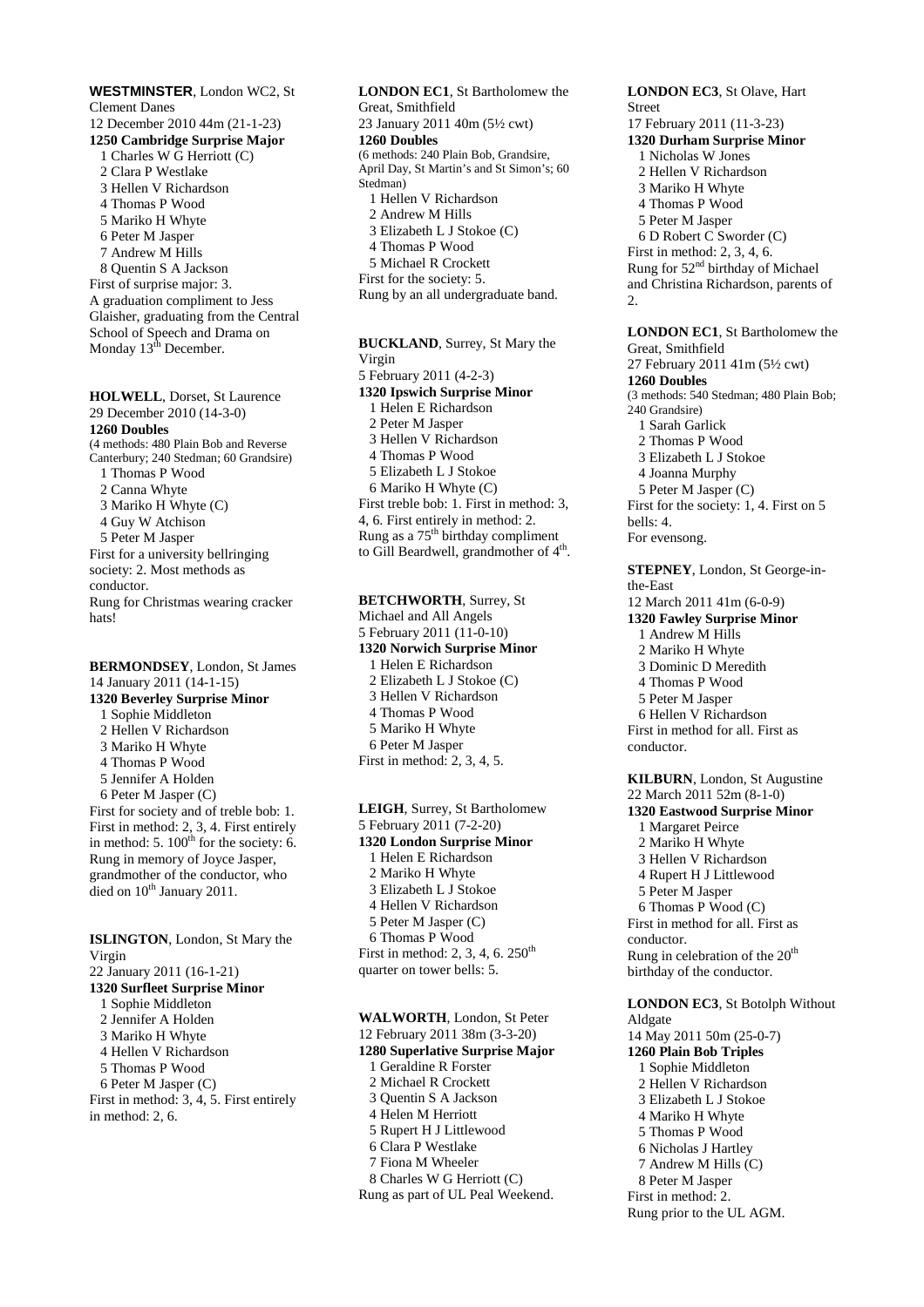**WESTMINSTER**, London WC2, St Clement Danes
12 December 2010 44m (21-1-23)
**1250 Cambridge Surprise Major**
1 Charles W G Herriott (C)
2 Clara P Westlake
3 Hellen V Richardson
4 Thomas P Wood
5 Mariko H Whyte
6 Peter M Jasper
7 Andrew M Hills
8 Quentin S A Jackson
First of surprise major: 3.
A graduation compliment to Jess Glaisher, graduating from the Central School of Speech and Drama on Monday 13th December.

**HOLWELL**, Dorset, St Laurence
29 December 2010 (14-3-0)
**1260 Doubles**
(4 methods: 480 Plain Bob and Reverse Canterbury; 240 Stedman; 60 Grandsire)
1 Thomas P Wood
2 Canna Whyte
3 Mariko H Whyte (C)
4 Guy W Atchison
5 Peter M Jasper
First for a university bellringing society: 2. Most methods as conductor.
Rung for Christmas wearing cracker hats!

**BERMONDSEY**, London, St James
14 January 2011 (14-1-15)
**1320 Beverley Surprise Minor**
1 Sophie Middleton
2 Hellen V Richardson
3 Mariko H Whyte
4 Thomas P Wood
5 Jennifer A Holden
6 Peter M Jasper (C)
First for society and of treble bob: 1. First in method: 2, 3, 4. First entirely in method: 5. 100th for the society: 6.
Rung in memory of Joyce Jasper, grandmother of the conductor, who died on 10th January 2011.

**ISLINGTON**, London, St Mary the Virgin
22 January 2011 (16-1-21)
**1320 Surfleet Surprise Minor**
1 Sophie Middleton
2 Jennifer A Holden
3 Mariko H Whyte
4 Hellen V Richardson
5 Thomas P Wood
6 Peter M Jasper (C)
First in method: 3, 4, 5. First entirely in method: 2, 6.

**LONDON EC1**, St Bartholomew the Great, Smithfield
23 January 2011 40m (5½ cwt)
**1260 Doubles**
(6 methods: 240 Plain Bob, Grandsire, April Day, St Martin's and St Simon's; 60 Stedman)
1 Hellen V Richardson
2 Andrew M Hills
3 Elizabeth L J Stokoe (C)
4 Thomas P Wood
5 Michael R Crockett
First for the society: 5.
Rung by an all undergraduate band.

**BUCKLAND**, Surrey, St Mary the Virgin
5 February 2011 (4-2-3)
**1320 Ipswich Surprise Minor**
1 Helen E Richardson
2 Peter M Jasper
3 Hellen V Richardson
4 Thomas P Wood
5 Elizabeth L J Stokoe
6 Mariko H Whyte (C)
First treble bob: 1. First in method: 3, 4, 6. First entirely in method: 2.
Rung as a 75th birthday compliment to Gill Beardwell, grandmother of 4th.

**BETCHWORTH**, Surrey, St Michael and All Angels
5 February 2011 (11-0-10)
**1320 Norwich Surprise Minor**
1 Helen E Richardson
2 Elizabeth L J Stokoe (C)
3 Hellen V Richardson
4 Thomas P Wood
5 Mariko H Whyte
6 Peter M Jasper
First in method: 2, 3, 4, 5.

**LEIGH**, Surrey, St Bartholomew
5 February 2011 (7-2-20)
**1320 London Surprise Minor**
1 Helen E Richardson
2 Mariko H Whyte
3 Elizabeth L J Stokoe
4 Hellen V Richardson
5 Peter M Jasper (C)
6 Thomas P Wood
First in method: 2, 3, 4, 6. 250th quarter on tower bells: 5.

**WALWORTH**, London, St Peter
12 February 2011 38m (3-3-20)
**1280 Superlative Surprise Major**
1 Geraldine R Forster
2 Michael R Crockett
3 Quentin S A Jackson
4 Helen M Herriott
5 Rupert H J Littlewood
6 Clara P Westlake
7 Fiona M Wheeler
8 Charles W G Herriott (C)
Rung as part of UL Peal Weekend.

**LONDON EC3**, St Olave, Hart Street
17 February 2011 (11-3-23)
**1320 Durham Surprise Minor**
1 Nicholas W Jones
2 Hellen V Richardson
3 Mariko H Whyte
4 Thomas P Wood
5 Peter M Jasper
6 D Robert C Sworder (C)
First in method: 2, 3, 4, 6.
Rung for 52nd birthday of Michael and Christina Richardson, parents of 2.

**LONDON EC1**, St Bartholomew the Great, Smithfield
27 February 2011 41m (5½ cwt)
**1260 Doubles**
(3 methods: 540 Stedman; 480 Plain Bob; 240 Grandsire)
1 Sarah Garlick
2 Thomas P Wood
3 Elizabeth L J Stokoe
4 Joanna Murphy
5 Peter M Jasper (C)
First for the society: 1, 4. First on 5 bells: 4.
For evensong.

**STEPNEY**, London, St George-in-the-East
12 March 2011 41m (6-0-9)
**1320 Fawley Surprise Minor**
1 Andrew M Hills
2 Mariko H Whyte
3 Dominic D Meredith
4 Thomas P Wood
5 Peter M Jasper
6 Hellen V Richardson
First in method for all. First as conductor.

**KILBURN**, London, St Augustine
22 March 2011 52m (8-1-0)
**1320 Eastwood Surprise Minor**
1 Margaret Peirce
2 Mariko H Whyte
3 Hellen V Richardson
4 Rupert H J Littlewood
5 Peter M Jasper
6 Thomas P Wood (C)
First in method for all. First as conductor.
Rung in celebration of the 20th birthday of the conductor.

**LONDON EC3**, St Botolph Without Aldgate
14 May 2011 50m (25-0-7)
**1260 Plain Bob Triples**
1 Sophie Middleton
2 Hellen V Richardson
3 Elizabeth L J Stokoe
4 Mariko H Whyte
5 Thomas P Wood
6 Nicholas J Hartley
7 Andrew M Hills (C)
8 Peter M Jasper
First in method: 2.
Rung prior to the UL AGM.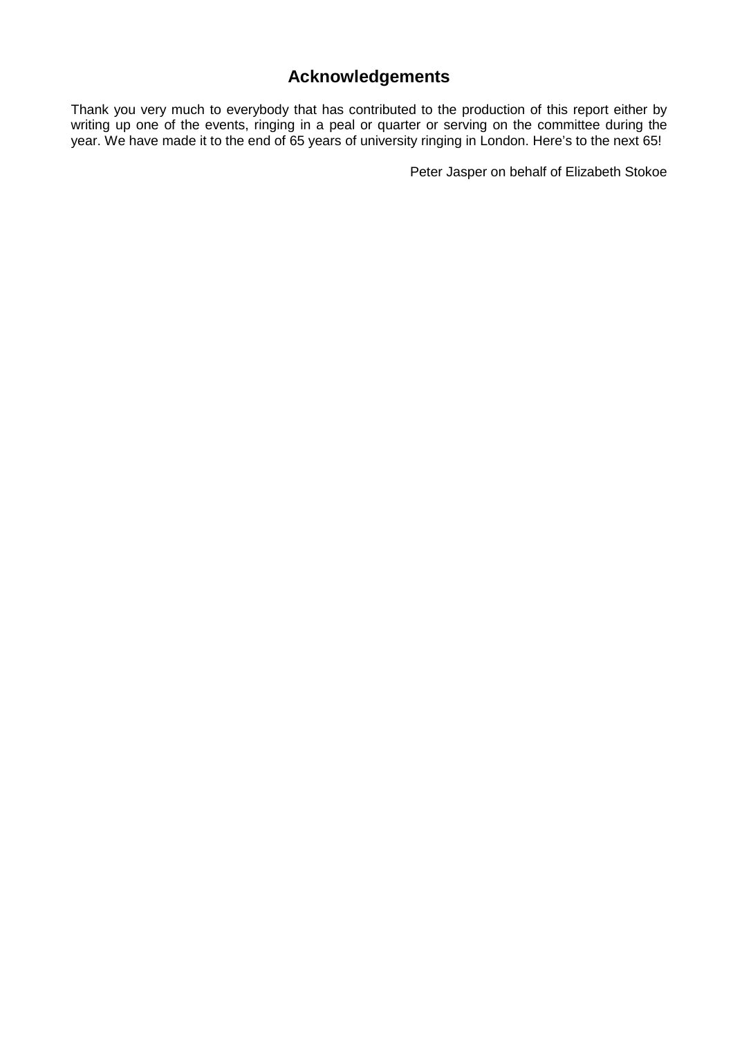## Acknowledgements

Thank you very much to everybody that has contributed to the production of this report either by writing up one of the events, ringing in a peal or quarter or serving on the committee during the year. We have made it to the end of 65 years of university ringing in London. Here's to the next 65!

Peter Jasper on behalf of Elizabeth Stokoe